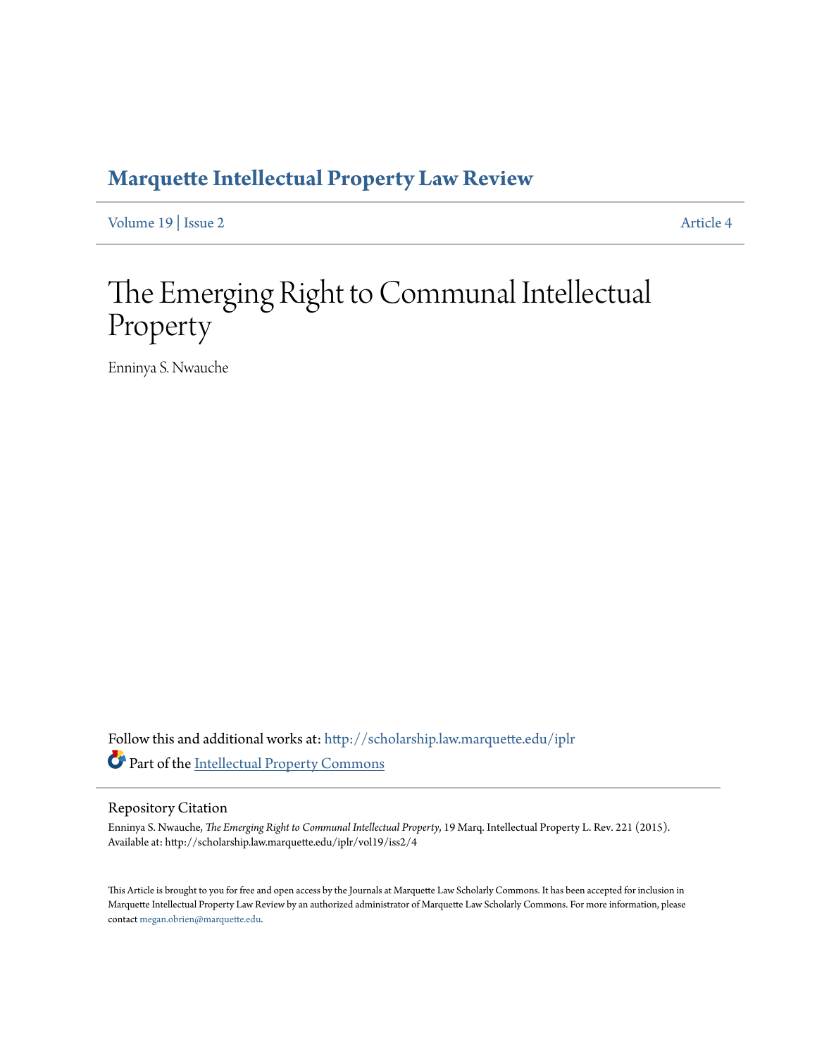# Marquette Intellectual Property Law Review

Volume 19 | Issue 2 Article 4

# The Emerging Right to Communal Intellectual Property

Enninya S. Nwauche

Follow this and additional works at: http://scholarship.law.marquette.edu/iplr

Part of the Intellectual Property Commons

## Repository Citation

Enninya S. Nwauche, *The Emerging Right to Communal Intellectual Property*, 19 Marq. Intellectual Property L. Rev. 221 (2015).
Available at: http://scholarship.law.marquette.edu/iplr/vol19/iss2/4

This Article is brought to you for free and open access by the Journals at Marquette Law Scholarly Commons. It has been accepted for inclusion in Marquette Intellectual Property Law Review by an authorized administrator of Marquette Law Scholarly Commons. For more information, please contact megan.obrien@marquette.edu.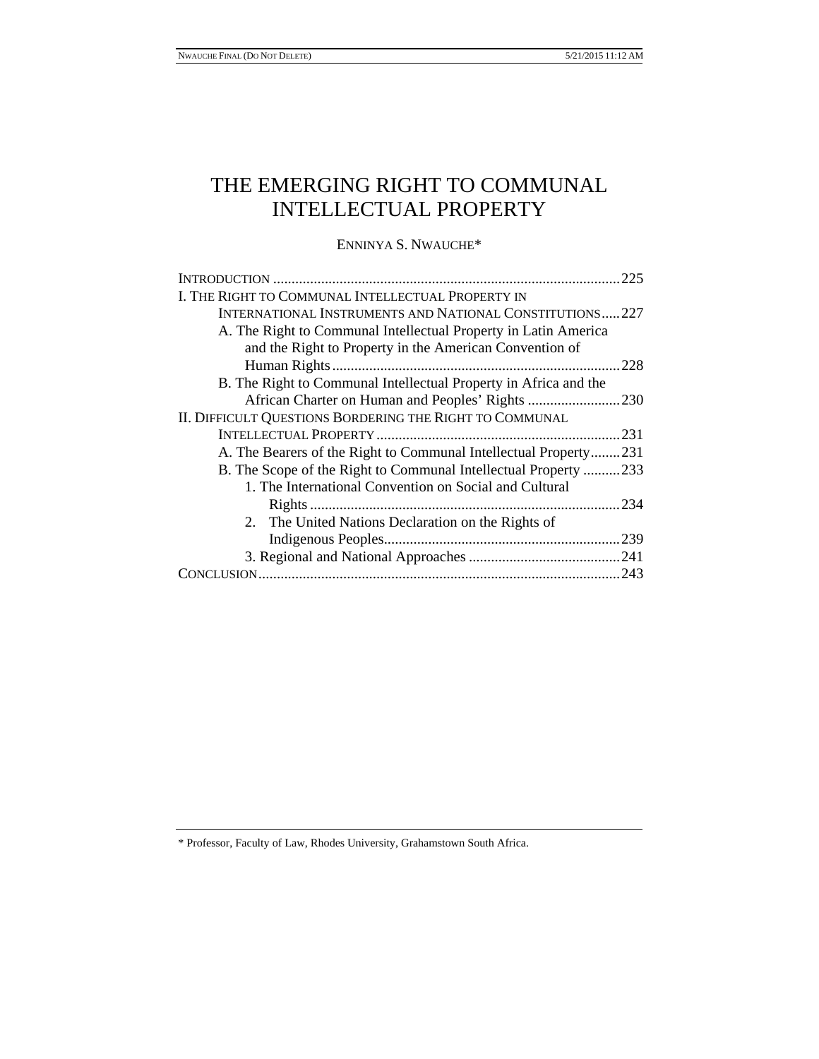# THE EMERGING RIGHT TO COMMUNAL INTELLECTUAL PROPERTY

ENNINYA S. NWAUCHE*

INTRODUCTION .......... 225
I. THE RIGHT TO COMMUNAL INTELLECTUAL PROPERTY IN INTERNATIONAL INSTRUMENTS AND NATIONAL CONSTITUTIONS .......... 227
  A. The Right to Communal Intellectual Property in Latin America and the Right to Property in the American Convention of Human Rights .......... 228
  B. The Right to Communal Intellectual Property in Africa and the African Charter on Human and Peoples' Rights .......... 230
II. DIFFICULT QUESTIONS BORDERING THE RIGHT TO COMMUNAL INTELLECTUAL PROPERTY .......... 231
  A. The Bearers of the Right to Communal Intellectual Property .......... 231
  B. The Scope of the Right to Communal Intellectual Property .......... 233
    1. The International Convention on Social and Cultural Rights .......... 234
    2. The United Nations Declaration on the Rights of Indigenous Peoples .......... 239
    3. Regional and National Approaches .......... 241
CONCLUSION .......... 243

---

\* Professor, Faculty of Law, Rhodes University, Grahamstown South Africa.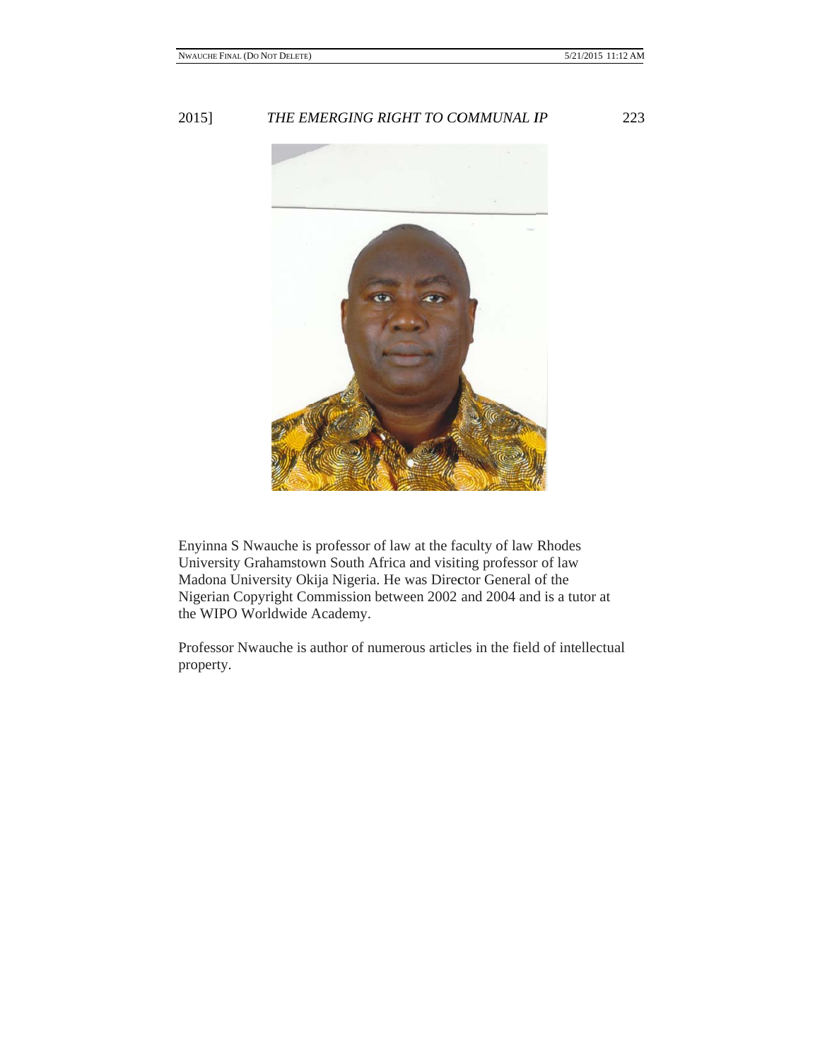Enyinna S Nwauche is professor of law at the faculty of law Rhodes University Grahamstown South Africa and visiting professor of law Madona University Okija Nigeria. He was Director General of the Nigerian Copyright Commission between 2002 and 2004 and is a tutor at the WIPO Worldwide Academy.

Professor Nwauche is author of numerous articles in the field of intellectual property.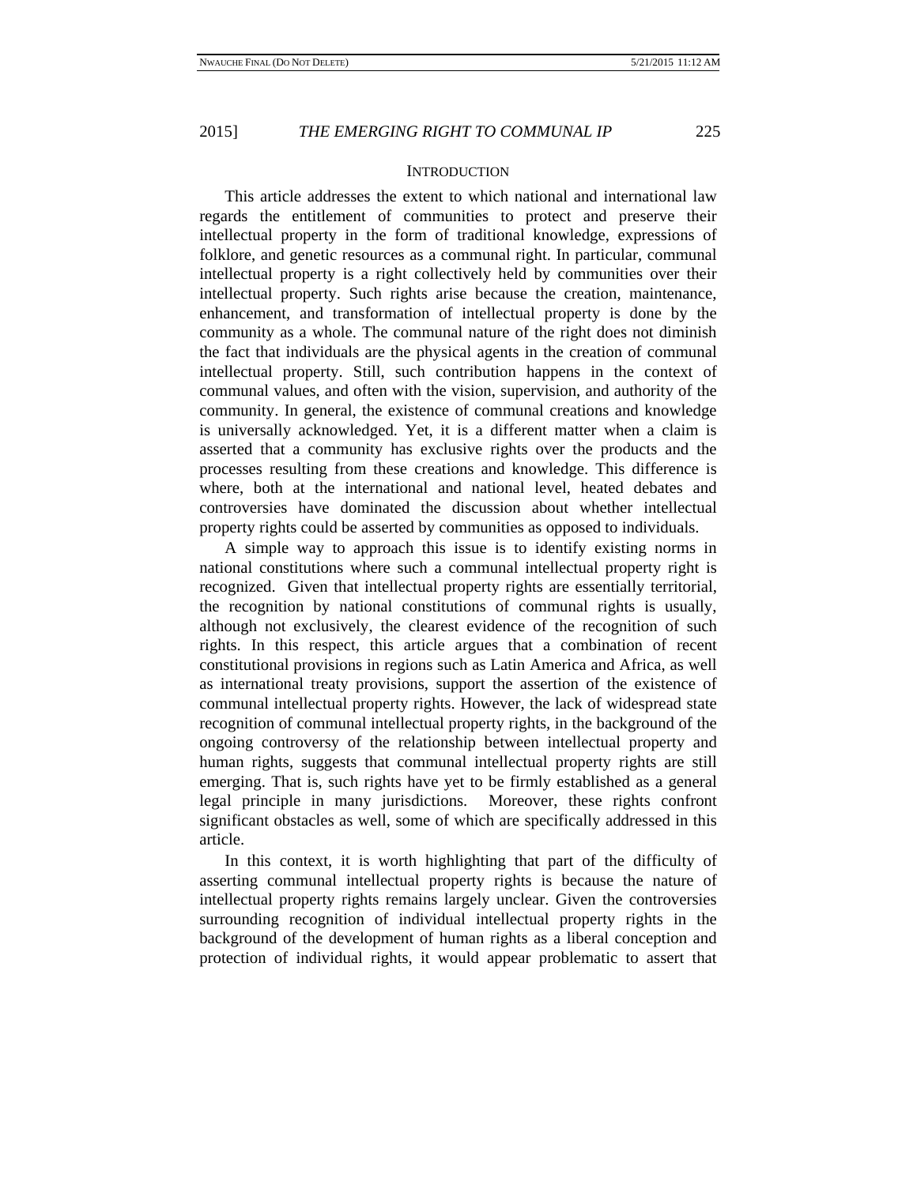## INTRODUCTION

This article addresses the extent to which national and international law regards the entitlement of communities to protect and preserve their intellectual property in the form of traditional knowledge, expressions of folklore, and genetic resources as a communal right. In particular, communal intellectual property is a right collectively held by communities over their intellectual property. Such rights arise because the creation, maintenance, enhancement, and transformation of intellectual property is done by the community as a whole. The communal nature of the right does not diminish the fact that individuals are the physical agents in the creation of communal intellectual property. Still, such contribution happens in the context of communal values, and often with the vision, supervision, and authority of the community. In general, the existence of communal creations and knowledge is universally acknowledged. Yet, it is a different matter when a claim is asserted that a community has exclusive rights over the products and the processes resulting from these creations and knowledge. This difference is where, both at the international and national level, heated debates and controversies have dominated the discussion about whether intellectual property rights could be asserted by communities as opposed to individuals.

A simple way to approach this issue is to identify existing norms in national constitutions where such a communal intellectual property right is recognized. Given that intellectual property rights are essentially territorial, the recognition by national constitutions of communal rights is usually, although not exclusively, the clearest evidence of the recognition of such rights. In this respect, this article argues that a combination of recent constitutional provisions in regions such as Latin America and Africa, as well as international treaty provisions, support the assertion of the existence of communal intellectual property rights. However, the lack of widespread state recognition of communal intellectual property rights, in the background of the ongoing controversy of the relationship between intellectual property and human rights, suggests that communal intellectual property rights are still emerging. That is, such rights have yet to be firmly established as a general legal principle in many jurisdictions. Moreover, these rights confront significant obstacles as well, some of which are specifically addressed in this article.

In this context, it is worth highlighting that part of the difficulty of asserting communal intellectual property rights is because the nature of intellectual property rights remains largely unclear. Given the controversies surrounding recognition of individual intellectual property rights in the background of the development of human rights as a liberal conception and protection of individual rights, it would appear problematic to assert that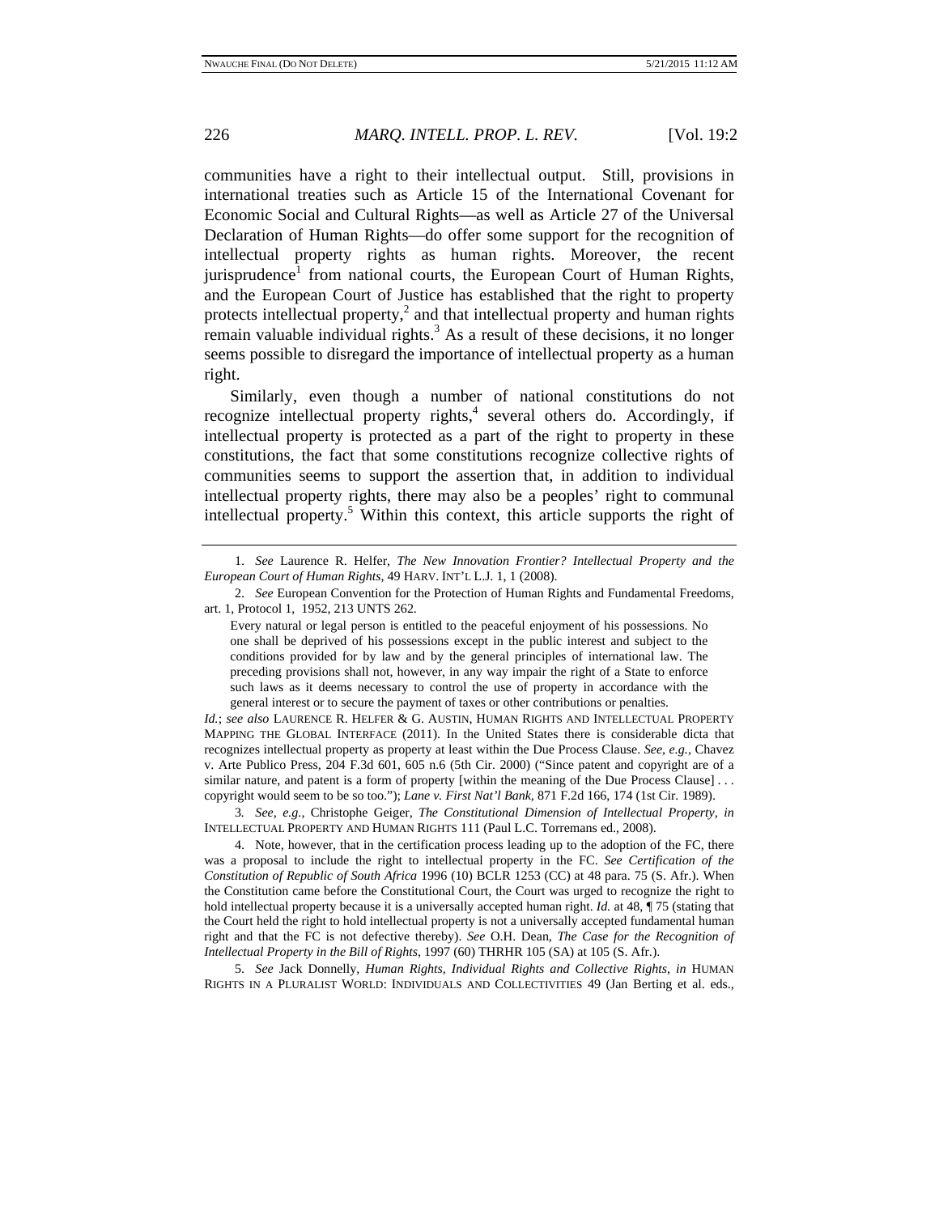communities have a right to their intellectual output. Still, provisions in international treaties such as Article 15 of the International Covenant for Economic Social and Cultural Rights—as well as Article 27 of the Universal Declaration of Human Rights—do offer some support for the recognition of intellectual property rights as human rights. Moreover, the recent jurisprudence[1] from national courts, the European Court of Human Rights, and the European Court of Justice has established that the right to property protects intellectual property,[2] and that intellectual property and human rights remain valuable individual rights.[3] As a result of these decisions, it no longer seems possible to disregard the importance of intellectual property as a human right.

Similarly, even though a number of national constitutions do not recognize intellectual property rights,[4] several others do. Accordingly, if intellectual property is protected as a part of the right to property in these constitutions, the fact that some constitutions recognize collective rights of communities seems to support the assertion that, in addition to individual intellectual property rights, there may also be a peoples' right to communal intellectual property.[5] Within this context, this article supports the right of

---

1. *See* Laurence R. Helfer, *The New Innovation Frontier? Intellectual Property and the European Court of Human Rights*, 49 HARV. INT'L L.J. 1, 1 (2008).

2. *See* European Convention for the Protection of Human Rights and Fundamental Freedoms, art. 1, Protocol 1, 1952, 213 UNTS 262.

> Every natural or legal person is entitled to the peaceful enjoyment of his possessions. No one shall be deprived of his possessions except in the public interest and subject to the conditions provided for by law and by the general principles of international law. The preceding provisions shall not, however, in any way impair the right of a State to enforce such laws as it deems necessary to control the use of property in accordance with the general interest or to secure the payment of taxes or other contributions or penalties.

*Id.*; *see also* LAURENCE R. HELFER & G. AUSTIN, HUMAN RIGHTS AND INTELLECTUAL PROPERTY MAPPING THE GLOBAL INTERFACE (2011). In the United States there is considerable dicta that recognizes intellectual property as property at least within the Due Process Clause. *See, e.g.*, Chavez v. Arte Publico Press, 204 F.3d 601, 605 n.6 (5th Cir. 2000) ("Since patent and copyright are of a similar nature, and patent is a form of property [within the meaning of the Due Process Clause] . . . copyright would seem to be so too."); *Lane v. First Nat'l Bank*, 871 F.2d 166, 174 (1st Cir. 1989).

3. *See, e.g.*, Christophe Geiger, *The Constitutional Dimension of Intellectual Property*, *in* INTELLECTUAL PROPERTY AND HUMAN RIGHTS 111 (Paul L.C. Torremans ed., 2008).

4. Note, however, that in the certification process leading up to the adoption of the FC, there was a proposal to include the right to intellectual property in the FC. *See Certification of the Constitution of Republic of South Africa* 1996 (10) BCLR 1253 (CC) at 48 para. 75 (S. Afr.). When the Constitution came before the Constitutional Court, the Court was urged to recognize the right to hold intellectual property because it is a universally accepted human right. *Id.* at 48, ¶ 75 (stating that the Court held the right to hold intellectual property is not a universally accepted fundamental human right and that the FC is not defective thereby). *See* O.H. Dean, *The Case for the Recognition of Intellectual Property in the Bill of Rights*, 1997 (60) THRHR 105 (SA) at 105 (S. Afr.).

5. *See* Jack Donnelly, *Human Rights, Individual Rights and Collective Rights*, *in* HUMAN RIGHTS IN A PLURALIST WORLD: INDIVIDUALS AND COLLECTIVITIES 49 (Jan Berting et al. eds.,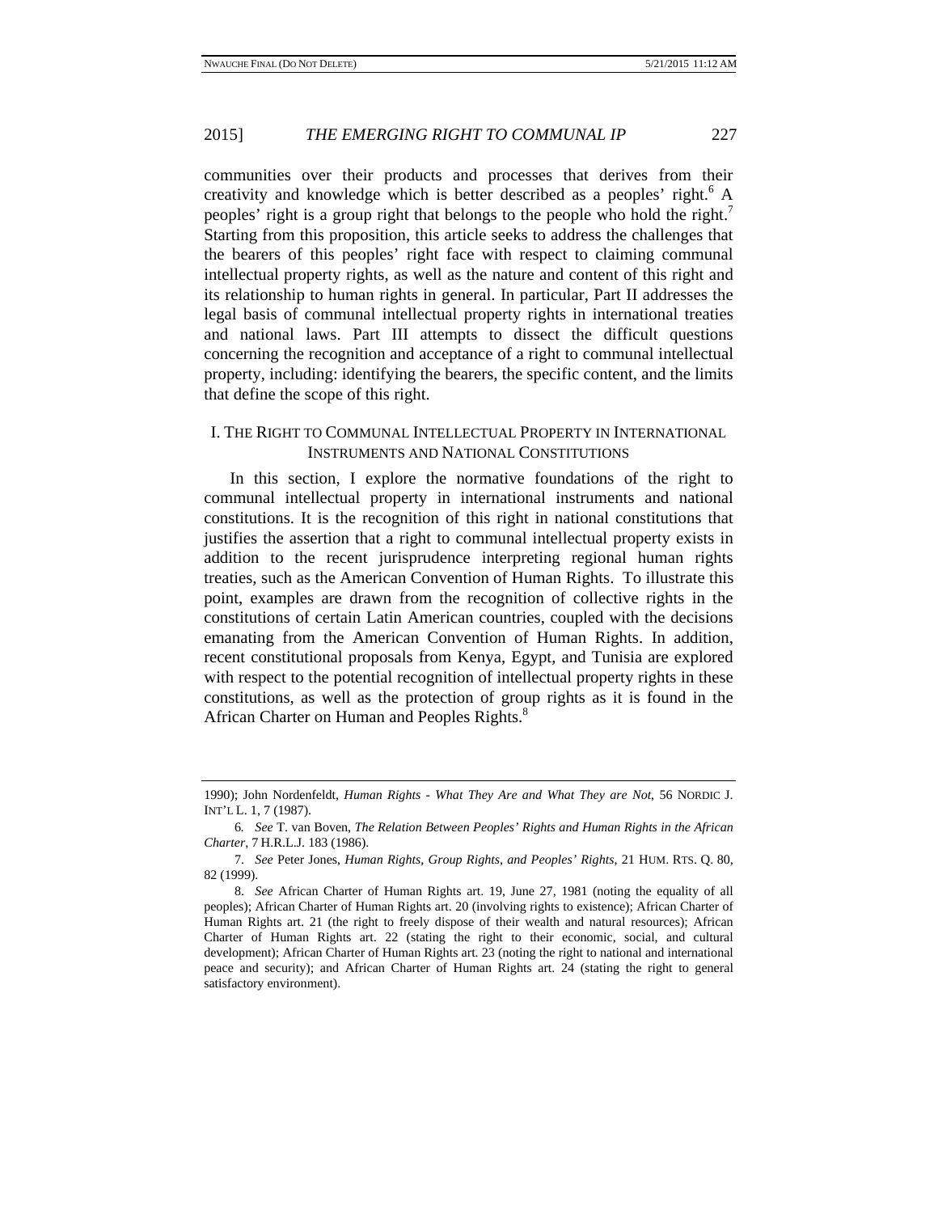communities over their products and processes that derives from their creativity and knowledge which is better described as a peoples' right.[6] A peoples' right is a group right that belongs to the people who hold the right.[7] Starting from this proposition, this article seeks to address the challenges that the bearers of this peoples' right face with respect to claiming communal intellectual property rights, as well as the nature and content of this right and its relationship to human rights in general. In particular, Part II addresses the legal basis of communal intellectual property rights in international treaties and national laws. Part III attempts to dissect the difficult questions concerning the recognition and acceptance of a right to communal intellectual property, including: identifying the bearers, the specific content, and the limits that define the scope of this right.

## I. The Right to Communal Intellectual Property in International Instruments and National Constitutions

In this section, I explore the normative foundations of the right to communal intellectual property in international instruments and national constitutions. It is the recognition of this right in national constitutions that justifies the assertion that a right to communal intellectual property exists in addition to the recent jurisprudence interpreting regional human rights treaties, such as the American Convention of Human Rights. To illustrate this point, examples are drawn from the recognition of collective rights in the constitutions of certain Latin American countries, coupled with the decisions emanating from the American Convention of Human Rights. In addition, recent constitutional proposals from Kenya, Egypt, and Tunisia are explored with respect to the potential recognition of intellectual property rights in these constitutions, as well as the protection of group rights as it is found in the African Charter on Human and Peoples Rights.[8]

---

1990); John Nordenfeldt, *Human Rights - What They Are and What They are Not*, 56 NORDIC J. INT'L L. 1, 7 (1987).

6. *See* T. van Boven, *The Relation Between Peoples' Rights and Human Rights in the African Charter*, 7 H.R.L.J. 183 (1986).

7. *See* Peter Jones, *Human Rights, Group Rights, and Peoples' Rights*, 21 HUM. RTS. Q. 80, 82 (1999).

8. *See* African Charter of Human Rights art. 19, June 27, 1981 (noting the equality of all peoples); African Charter of Human Rights art. 20 (involving rights to existence); African Charter of Human Rights art. 21 (the right to freely dispose of their wealth and natural resources); African Charter of Human Rights art. 22 (stating the right to their economic, social, and cultural development); African Charter of Human Rights art. 23 (noting the right to national and international peace and security); and African Charter of Human Rights art. 24 (stating the right to general satisfactory environment).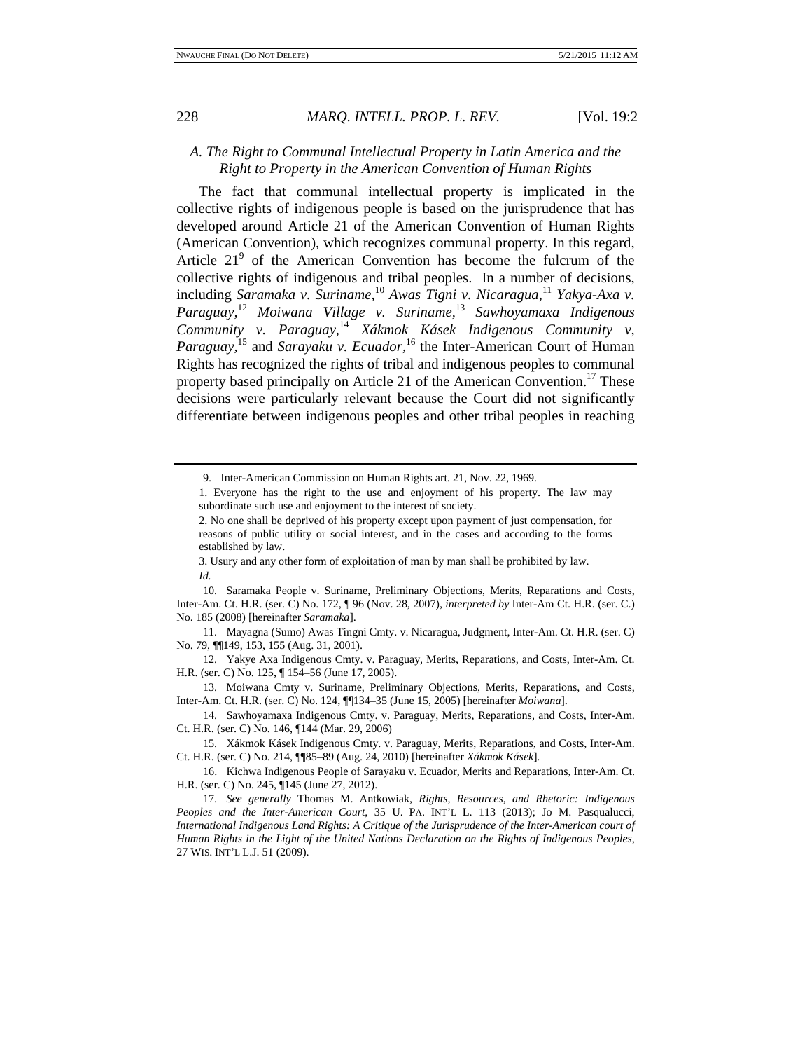### *A. The Right to Communal Intellectual Property in Latin America and the Right to Property in the American Convention of Human Rights*

The fact that communal intellectual property is implicated in the collective rights of indigenous people is based on the jurisprudence that has developed around Article 21 of the American Convention of Human Rights (American Convention), which recognizes communal property. In this regard, Article 21[9] of the American Convention has become the fulcrum of the collective rights of indigenous and tribal peoples. In a number of decisions, including *Saramaka v. Suriname*,[10] *Awas Tigni v. Nicaragua*,[11] *Yakya-Axa v. Paraguay*,[12] *Moiwana Village v. Suriname*,[13] *Sawhoyamaxa Indigenous Community v. Paraguay*,[14] *Xákmok Kásek Indigenous Community v, Paraguay*,[15] and *Sarayaku v. Ecuador*,[16] the Inter-American Court of Human Rights has recognized the rights of tribal and indigenous peoples to communal property based principally on Article 21 of the American Convention.[17] These decisions were particularly relevant because the Court did not significantly differentiate between indigenous peoples and other tribal peoples in reaching

---

9. Inter-American Commission on Human Rights art. 21, Nov. 22, 1969.

> 1. Everyone has the right to the use and enjoyment of his property. The law may subordinate such use and enjoyment to the interest of society.
>
> 2. No one shall be deprived of his property except upon payment of just compensation, for reasons of public utility or social interest, and in the cases and according to the forms established by law.
>
> 3. Usury and any other form of exploitation of man by man shall be prohibited by law.

*Id.*

10. Saramaka People v. Suriname, Preliminary Objections, Merits, Reparations and Costs, Inter-Am. Ct. H.R. (ser. C) No. 172, ¶ 96 (Nov. 28, 2007), *interpreted by* Inter-Am Ct. H.R. (ser. C.) No. 185 (2008) [hereinafter *Saramaka*].

11. Mayagna (Sumo) Awas Tingni Cmty. v. Nicaragua, Judgment, Inter-Am. Ct. H.R. (ser. C) No. 79, ¶¶149, 153, 155 (Aug. 31, 2001).

12. Yakye Axa Indigenous Cmty. v. Paraguay, Merits, Reparations, and Costs, Inter-Am. Ct. H.R. (ser. C) No. 125, ¶ 154–56 (June 17, 2005).

13. Moiwana Cmty v. Suriname, Preliminary Objections, Merits, Reparations, and Costs, Inter-Am. Ct. H.R. (ser. C) No. 124, ¶¶134–35 (June 15, 2005) [hereinafter *Moiwana*].

14. Sawhoyamaxa Indigenous Cmty. v. Paraguay, Merits, Reparations, and Costs, Inter-Am. Ct. H.R. (ser. C) No. 146, ¶144 (Mar. 29, 2006)

15. Xákmok Kásek Indigenous Cmty. v. Paraguay, Merits, Reparations, and Costs, Inter-Am. Ct. H.R. (ser. C) No. 214, ¶¶85–89 (Aug. 24, 2010) [hereinafter *Xákmok Kásek*].

16. Kichwa Indigenous People of Sarayaku v. Ecuador, Merits and Reparations, Inter-Am. Ct. H.R. (ser. C) No. 245, ¶145 (June 27, 2012).

17. *See generally* Thomas M. Antkowiak, *Rights, Resources, and Rhetoric: Indigenous Peoples and the Inter-American Court*, 35 U. PA. INT'L L. 113 (2013); Jo M. Pasqualucci, *International Indigenous Land Rights: A Critique of the Jurisprudence of the Inter-American court of Human Rights in the Light of the United Nations Declaration on the Rights of Indigenous Peoples*, 27 WIS. INT'L L.J. 51 (2009).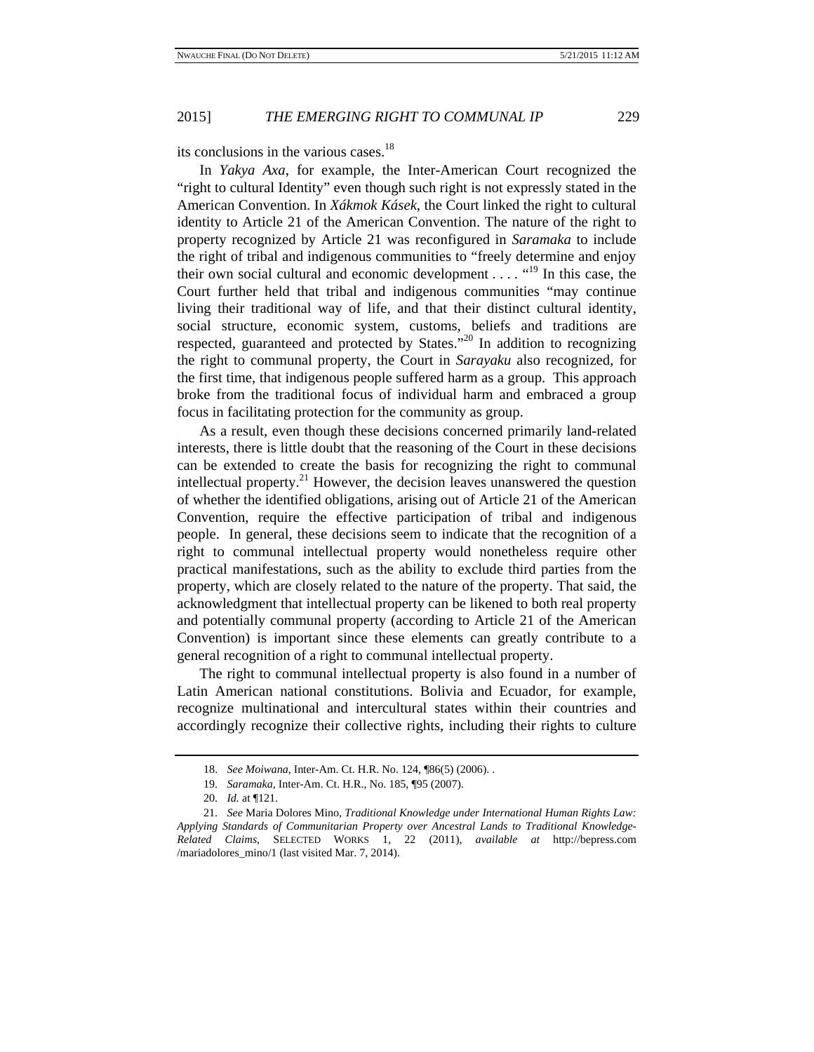its conclusions in the various cases.[18]

In *Yakya Axa*, for example, the Inter-American Court recognized the "right to cultural Identity" even though such right is not expressly stated in the American Convention. In *Xákmok Kásek*, the Court linked the right to cultural identity to Article 21 of the American Convention. The nature of the right to property recognized by Article 21 was reconfigured in *Saramaka* to include the right of tribal and indigenous communities to "freely determine and enjoy their own social cultural and economic development . . . . "[19] In this case, the Court further held that tribal and indigenous communities "may continue living their traditional way of life, and that their distinct cultural identity, social structure, economic system, customs, beliefs and traditions are respected, guaranteed and protected by States."[20] In addition to recognizing the right to communal property, the Court in *Sarayaku* also recognized, for the first time, that indigenous people suffered harm as a group. This approach broke from the traditional focus of individual harm and embraced a group focus in facilitating protection for the community as group.

As a result, even though these decisions concerned primarily land-related interests, there is little doubt that the reasoning of the Court in these decisions can be extended to create the basis for recognizing the right to communal intellectual property.[21] However, the decision leaves unanswered the question of whether the identified obligations, arising out of Article 21 of the American Convention, require the effective participation of tribal and indigenous people. In general, these decisions seem to indicate that the recognition of a right to communal intellectual property would nonetheless require other practical manifestations, such as the ability to exclude third parties from the property, which are closely related to the nature of the property. That said, the acknowledgment that intellectual property can be likened to both real property and potentially communal property (according to Article 21 of the American Convention) is important since these elements can greatly contribute to a general recognition of a right to communal intellectual property.

The right to communal intellectual property is also found in a number of Latin American national constitutions. Bolivia and Ecuador, for example, recognize multinational and intercultural states within their countries and accordingly recognize their collective rights, including their rights to culture

18. *See Moiwana*, Inter-Am. Ct. H.R. No. 124, ¶86(5) (2006). .

19. *Saramaka*, Inter-Am. Ct. H.R., No. 185, ¶95 (2007).

20. *Id.* at ¶121.

21. *See* Maria Dolores Mino, *Traditional Knowledge under International Human Rights Law: Applying Standards of Communitarian Property over Ancestral Lands to Traditional Knowledge-Related Claims*, SELECTED WORKS 1, 22 (2011), *available at* http://bepress.com /mariadolores_mino/1 (last visited Mar. 7, 2014).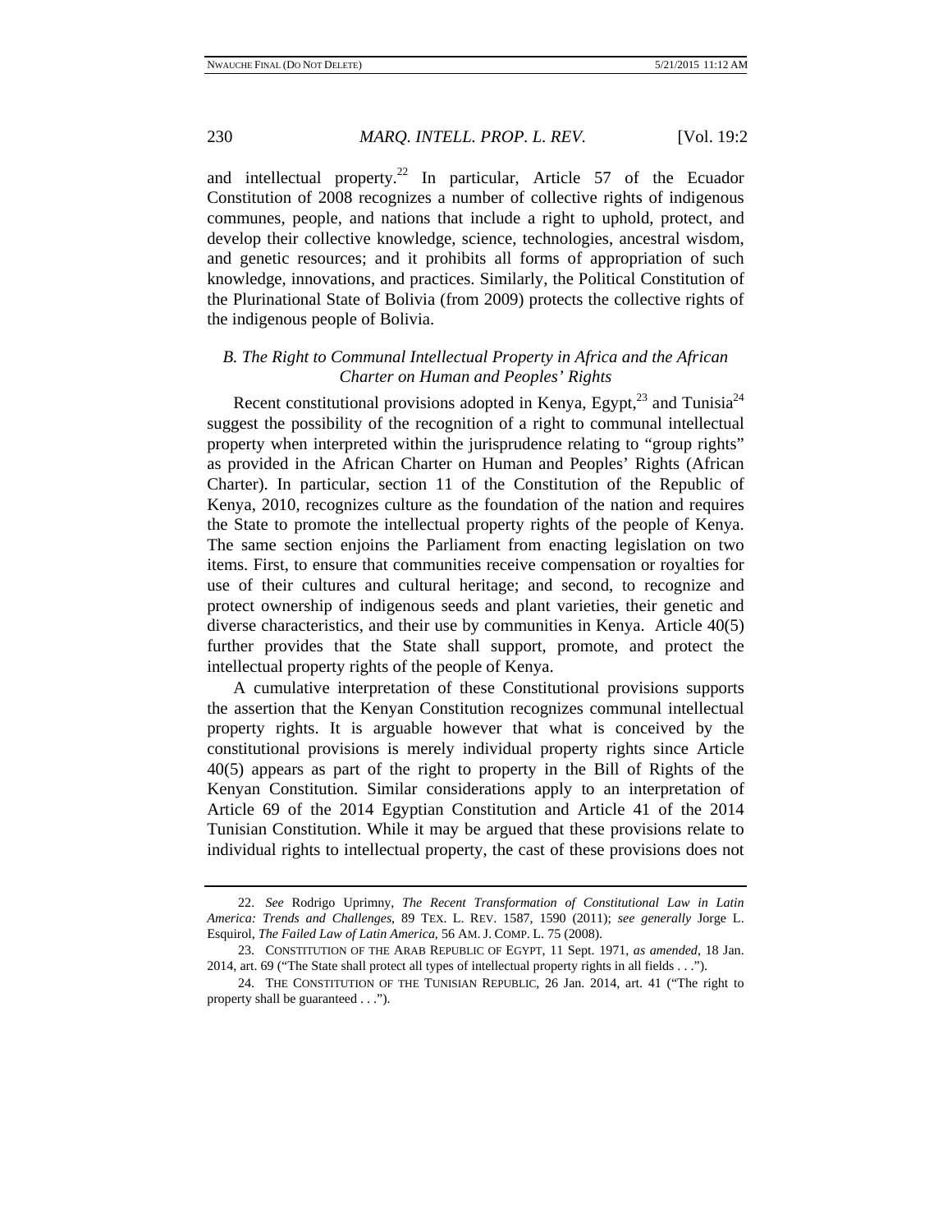and intellectual property.[22] In particular, Article 57 of the Ecuador Constitution of 2008 recognizes a number of collective rights of indigenous communes, people, and nations that include a right to uphold, protect, and develop their collective knowledge, science, technologies, ancestral wisdom, and genetic resources; and it prohibits all forms of appropriation of such knowledge, innovations, and practices. Similarly, the Political Constitution of the Plurinational State of Bolivia (from 2009) protects the collective rights of the indigenous people of Bolivia.

### *B. The Right to Communal Intellectual Property in Africa and the African Charter on Human and Peoples' Rights*

Recent constitutional provisions adopted in Kenya, Egypt,[23] and Tunisia[24] suggest the possibility of the recognition of a right to communal intellectual property when interpreted within the jurisprudence relating to "group rights" as provided in the African Charter on Human and Peoples' Rights (African Charter). In particular, section 11 of the Constitution of the Republic of Kenya, 2010, recognizes culture as the foundation of the nation and requires the State to promote the intellectual property rights of the people of Kenya. The same section enjoins the Parliament from enacting legislation on two items. First, to ensure that communities receive compensation or royalties for use of their cultures and cultural heritage; and second, to recognize and protect ownership of indigenous seeds and plant varieties, their genetic and diverse characteristics, and their use by communities in Kenya. Article 40(5) further provides that the State shall support, promote, and protect the intellectual property rights of the people of Kenya.

A cumulative interpretation of these Constitutional provisions supports the assertion that the Kenyan Constitution recognizes communal intellectual property rights. It is arguable however that what is conceived by the constitutional provisions is merely individual property rights since Article 40(5) appears as part of the right to property in the Bill of Rights of the Kenyan Constitution. Similar considerations apply to an interpretation of Article 69 of the 2014 Egyptian Constitution and Article 41 of the 2014 Tunisian Constitution. While it may be argued that these provisions relate to individual rights to intellectual property, the cast of these provisions does not

---

22. *See* Rodrigo Uprimny, *The Recent Transformation of Constitutional Law in Latin America: Trends and Challenges*, 89 TEX. L. REV. 1587, 1590 (2011); *see generally* Jorge L. Esquirol, *The Failed Law of Latin America*, 56 AM. J. COMP. L. 75 (2008).

23. CONSTITUTION OF THE ARAB REPUBLIC OF EGYPT, 11 Sept. 1971, *as amended*, 18 Jan. 2014, art. 69 ("The State shall protect all types of intellectual property rights in all fields . . .").

24. THE CONSTITUTION OF THE TUNISIAN REPUBLIC, 26 Jan. 2014, art. 41 ("The right to property shall be guaranteed . . .").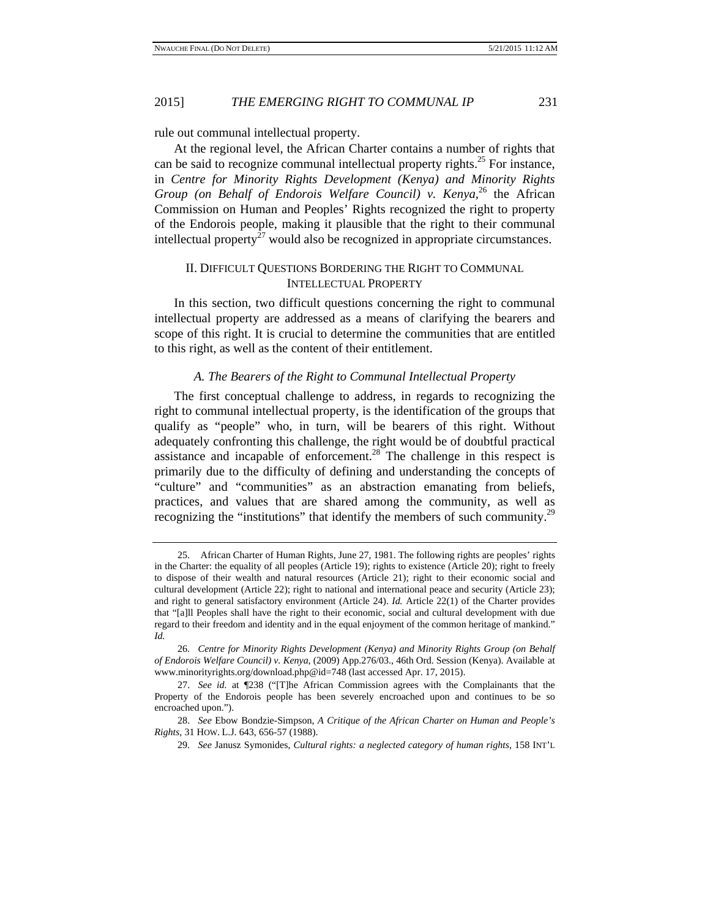rule out communal intellectual property.

At the regional level, the African Charter contains a number of rights that can be said to recognize communal intellectual property rights.[25] For instance, in *Centre for Minority Rights Development (Kenya) and Minority Rights Group (on Behalf of Endorois Welfare Council) v. Kenya*,[26] the African Commission on Human and Peoples' Rights recognized the right to property of the Endorois people, making it plausible that the right to their communal intellectual property[27] would also be recognized in appropriate circumstances.

## II. Difficult Questions Bordering the Right to Communal Intellectual Property

In this section, two difficult questions concerning the right to communal intellectual property are addressed as a means of clarifying the bearers and scope of this right. It is crucial to determine the communities that are entitled to this right, as well as the content of their entitlement.

### *A. The Bearers of the Right to Communal Intellectual Property*

The first conceptual challenge to address, in regards to recognizing the right to communal intellectual property, is the identification of the groups that qualify as "people" who, in turn, will be bearers of this right. Without adequately confronting this challenge, the right would be of doubtful practical assistance and incapable of enforcement.[28] The challenge in this respect is primarily due to the difficulty of defining and understanding the concepts of "culture" and "communities" as an abstraction emanating from beliefs, practices, and values that are shared among the community, as well as recognizing the "institutions" that identify the members of such community.[29]

---

25. African Charter of Human Rights, June 27, 1981. The following rights are peoples' rights in the Charter: the equality of all peoples (Article 19); rights to existence (Article 20); right to freely to dispose of their wealth and natural resources (Article 21); right to their economic social and cultural development (Article 22); right to national and international peace and security (Article 23); and right to general satisfactory environment (Article 24). *Id.* Article 22(1) of the Charter provides that "[a]ll Peoples shall have the right to their economic, social and cultural development with due regard to their freedom and identity and in the equal enjoyment of the common heritage of mankind." *Id.*

26. *Centre for Minority Rights Development (Kenya) and Minority Rights Group (on Behalf of Endorois Welfare Council) v. Kenya*, (2009) App.276/03., 46th Ord. Session (Kenya). Available at www.minorityrights.org/download.php@id=748 (last accessed Apr. 17, 2015).

27. *See id.* at ¶238 ("[T]he African Commission agrees with the Complainants that the Property of the Endorois people has been severely encroached upon and continues to be so encroached upon.").

28. *See* Ebow Bondzie-Simpson, *A Critique of the African Charter on Human and People's Rights*, 31 How. L.J. 643, 656-57 (1988).

29. *See* Janusz Symonides, *Cultural rights: a neglected category of human rights*, 158 INT'L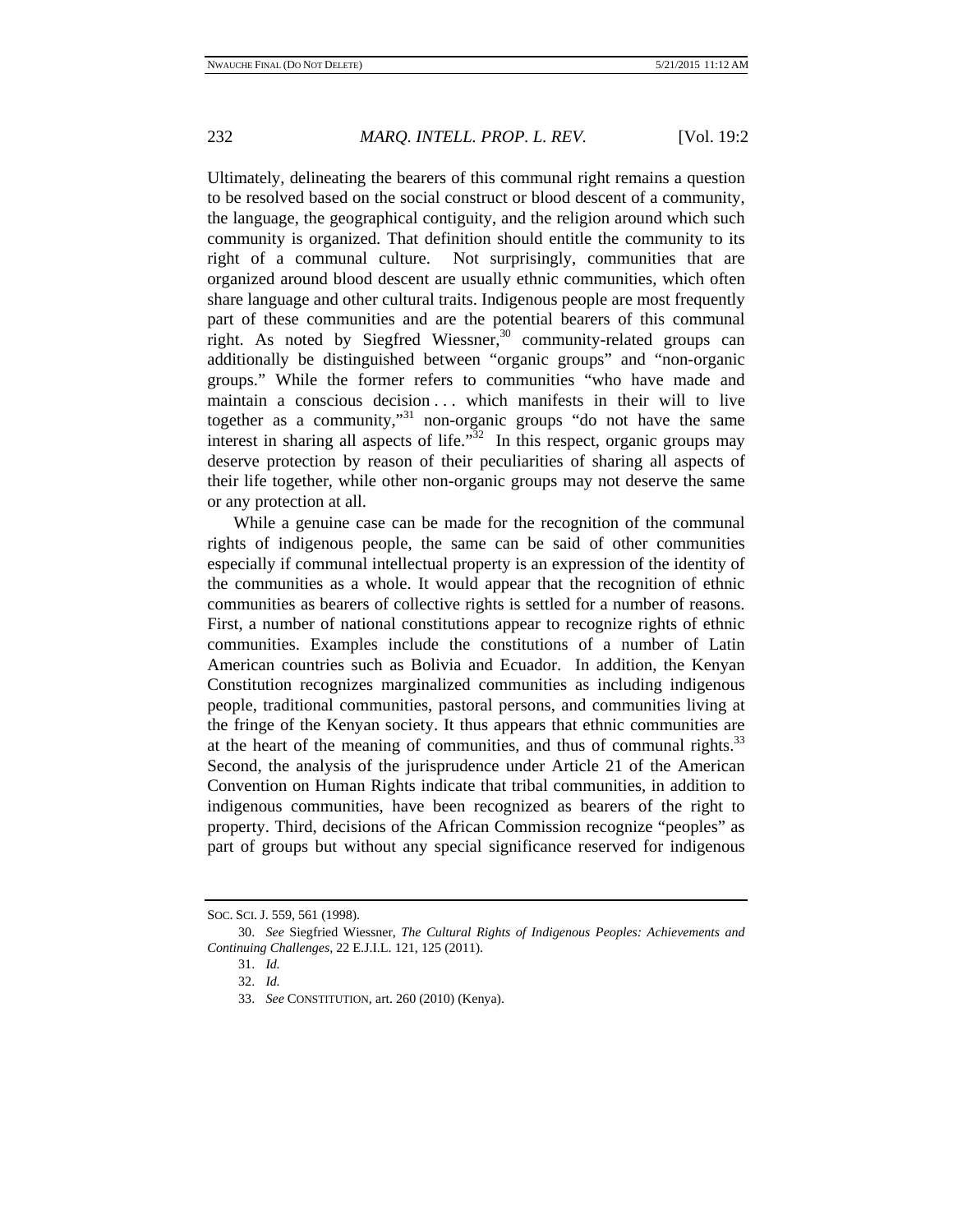Ultimately, delineating the bearers of this communal right remains a question to be resolved based on the social construct or blood descent of a community, the language, the geographical contiguity, and the religion around which such community is organized. That definition should entitle the community to its right of a communal culture. Not surprisingly, communities that are organized around blood descent are usually ethnic communities, which often share language and other cultural traits. Indigenous people are most frequently part of these communities and are the potential bearers of this communal right. As noted by Siegfred Wiessner,[30] community-related groups can additionally be distinguished between "organic groups" and "non-organic groups." While the former refers to communities "who have made and maintain a conscious decision . . . which manifests in their will to live together as a community,"[31] non-organic groups "do not have the same interest in sharing all aspects of life."[32] In this respect, organic groups may deserve protection by reason of their peculiarities of sharing all aspects of their life together, while other non-organic groups may not deserve the same or any protection at all.

While a genuine case can be made for the recognition of the communal rights of indigenous people, the same can be said of other communities especially if communal intellectual property is an expression of the identity of the communities as a whole. It would appear that the recognition of ethnic communities as bearers of collective rights is settled for a number of reasons. First, a number of national constitutions appear to recognize rights of ethnic communities. Examples include the constitutions of a number of Latin American countries such as Bolivia and Ecuador. In addition, the Kenyan Constitution recognizes marginalized communities as including indigenous people, traditional communities, pastoral persons, and communities living at the fringe of the Kenyan society. It thus appears that ethnic communities are at the heart of the meaning of communities, and thus of communal rights.[33] Second, the analysis of the jurisprudence under Article 21 of the American Convention on Human Rights indicate that tribal communities, in addition to indigenous communities, have been recognized as bearers of the right to property. Third, decisions of the African Commission recognize "peoples" as part of groups but without any special significance reserved for indigenous

---

SOC. SCI. J. 559, 561 (1998).

30. *See* Siegfried Wiessner, *The Cultural Rights of Indigenous Peoples: Achievements and Continuing Challenges*, 22 E.J.I.L. 121, 125 (2011).

31. *Id.*

32. *Id.*

33. *See* CONSTITUTION, art. 260 (2010) (Kenya).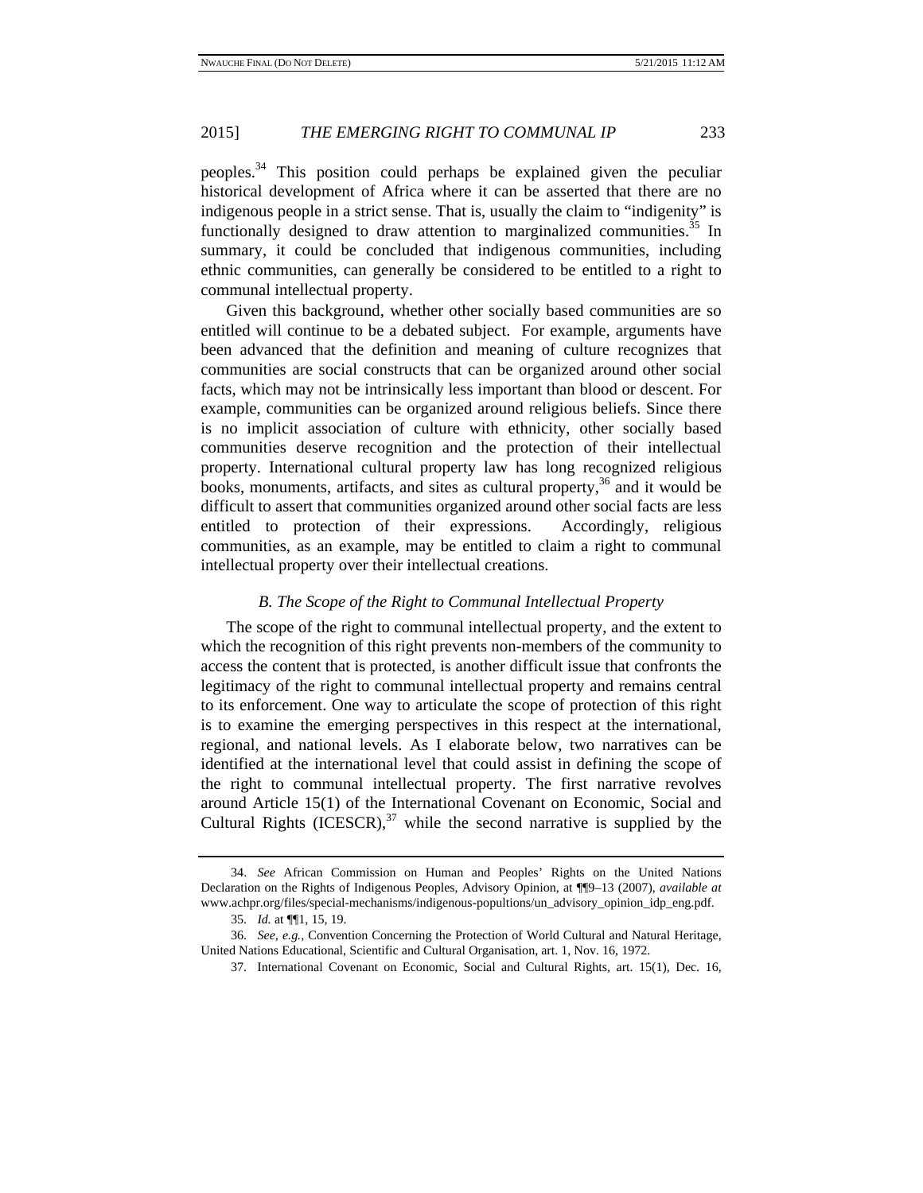peoples.[34] This position could perhaps be explained given the peculiar historical development of Africa where it can be asserted that there are no indigenous people in a strict sense. That is, usually the claim to "indigenity" is functionally designed to draw attention to marginalized communities.[35] In summary, it could be concluded that indigenous communities, including ethnic communities, can generally be considered to be entitled to a right to communal intellectual property.

Given this background, whether other socially based communities are so entitled will continue to be a debated subject. For example, arguments have been advanced that the definition and meaning of culture recognizes that communities are social constructs that can be organized around other social facts, which may not be intrinsically less important than blood or descent. For example, communities can be organized around religious beliefs. Since there is no implicit association of culture with ethnicity, other socially based communities deserve recognition and the protection of their intellectual property. International cultural property law has long recognized religious books, monuments, artifacts, and sites as cultural property,[36] and it would be difficult to assert that communities organized around other social facts are less entitled to protection of their expressions. Accordingly, religious communities, as an example, may be entitled to claim a right to communal intellectual property over their intellectual creations.

### *B. The Scope of the Right to Communal Intellectual Property*

The scope of the right to communal intellectual property, and the extent to which the recognition of this right prevents non-members of the community to access the content that is protected, is another difficult issue that confronts the legitimacy of the right to communal intellectual property and remains central to its enforcement. One way to articulate the scope of protection of this right is to examine the emerging perspectives in this respect at the international, regional, and national levels. As I elaborate below, two narratives can be identified at the international level that could assist in defining the scope of the right to communal intellectual property. The first narrative revolves around Article 15(1) of the International Covenant on Economic, Social and Cultural Rights (ICESCR),[37] while the second narrative is supplied by the

---

34. *See* African Commission on Human and Peoples' Rights on the United Nations Declaration on the Rights of Indigenous Peoples, Advisory Opinion, at ¶¶9–13 (2007), *available at* www.achpr.org/files/special-mechanisms/indigenous-popultions/un_advisory_opinion_idp_eng.pdf.

35. *Id.* at ¶¶1, 15, 19.

36. *See, e.g.*, Convention Concerning the Protection of World Cultural and Natural Heritage, United Nations Educational, Scientific and Cultural Organisation, art. 1, Nov. 16, 1972.

37. International Covenant on Economic, Social and Cultural Rights, art. 15(1), Dec. 16,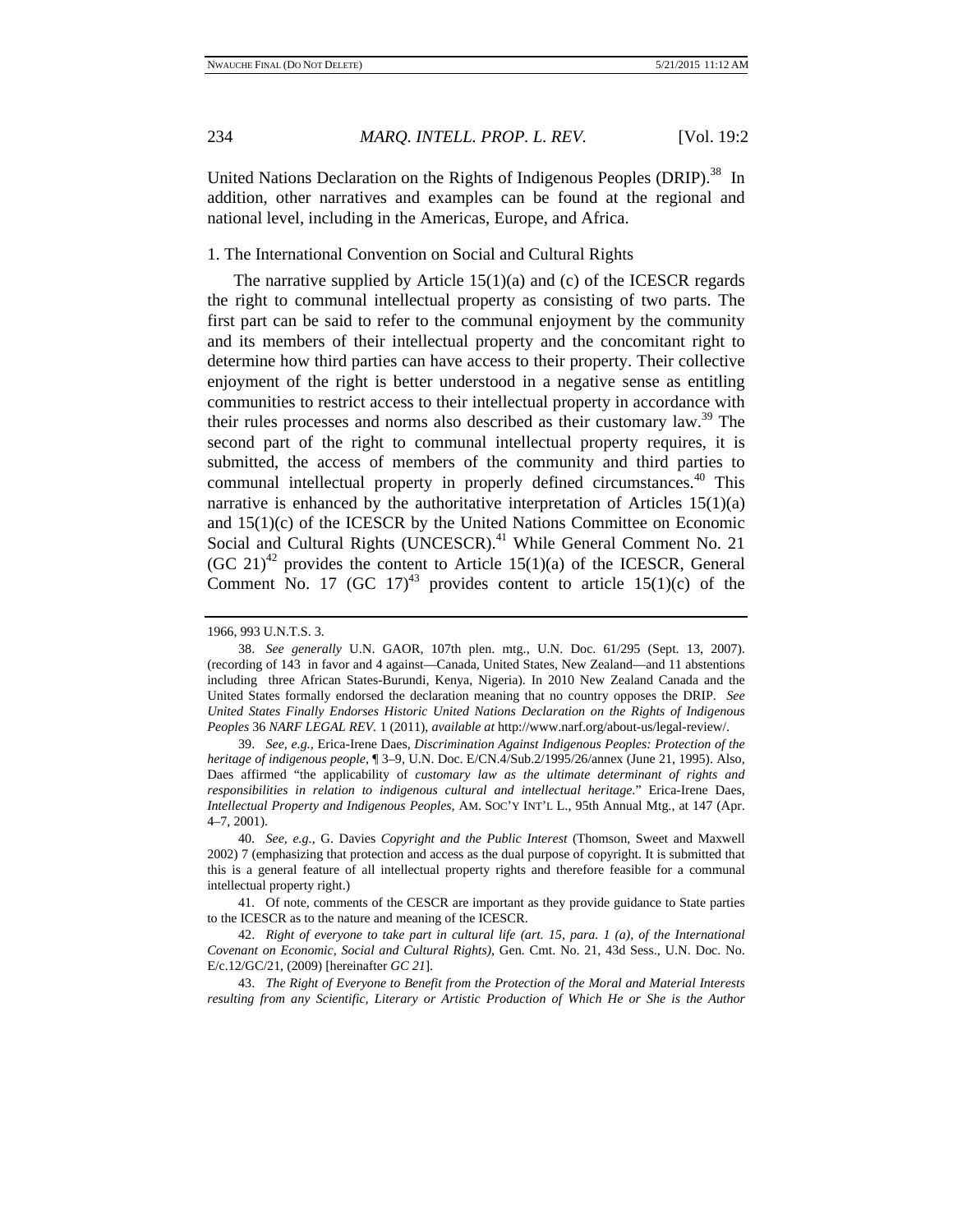United Nations Declaration on the Rights of Indigenous Peoples (DRIP).[38] In addition, other narratives and examples can be found at the regional and national level, including in the Americas, Europe, and Africa.

### 1. The International Convention on Social and Cultural Rights

The narrative supplied by Article 15(1)(a) and (c) of the ICESCR regards the right to communal intellectual property as consisting of two parts. The first part can be said to refer to the communal enjoyment by the community and its members of their intellectual property and the concomitant right to determine how third parties can have access to their property. Their collective enjoyment of the right is better understood in a negative sense as entitling communities to restrict access to their intellectual property in accordance with their rules processes and norms also described as their customary law.[39] The second part of the right to communal intellectual property requires, it is submitted, the access of members of the community and third parties to communal intellectual property in properly defined circumstances.[40] This narrative is enhanced by the authoritative interpretation of Articles 15(1)(a) and 15(1)(c) of the ICESCR by the United Nations Committee on Economic Social and Cultural Rights (UNCESCR).[41] While General Comment No. 21 (GC 21)[42] provides the content to Article 15(1)(a) of the ICESCR, General Comment No. 17 (GC 17)[43] provides content to article 15(1)(c) of the

---

1966, 993 U.N.T.S. 3.

38. *See generally* U.N. GAOR, 107th plen. mtg., U.N. Doc. 61/295 (Sept. 13, 2007). (recording of 143 in favor and 4 against—Canada, United States, New Zealand—and 11 abstentions including three African States-Burundi, Kenya, Nigeria). In 2010 New Zealand Canada and the United States formally endorsed the declaration meaning that no country opposes the DRIP. *See United States Finally Endorses Historic United Nations Declaration on the Rights of Indigenous Peoples* 36 *NARF LEGAL REV.* 1 (2011), *available at* http://www.narf.org/about-us/legal-review/.

39. *See, e.g.*, Erica-Irene Daes, *Discrimination Against Indigenous Peoples: Protection of the heritage of indigenous people*, ¶ 3–9, U.N. Doc. E/CN.4/Sub.2/1995/26/annex (June 21, 1995). Also, Daes affirmed "the applicability of *customary law as the ultimate determinant of rights and responsibilities in relation to indigenous cultural and intellectual heritage*." Erica-Irene Daes, *Intellectual Property and Indigenous Peoples*, AM. SOC'Y INT'L L., 95th Annual Mtg., at 147 (Apr. 4–7, 2001).

40. *See, e.g.*, G. Davies *Copyright and the Public Interest* (Thomson, Sweet and Maxwell 2002) 7 (emphasizing that protection and access as the dual purpose of copyright. It is submitted that this is a general feature of all intellectual property rights and therefore feasible for a communal intellectual property right.)

41. Of note, comments of the CESCR are important as they provide guidance to State parties to the ICESCR as to the nature and meaning of the ICESCR.

42. *Right of everyone to take part in cultural life (art. 15, para. 1 (a), of the International Covenant on Economic, Social and Cultural Rights)*, Gen. Cmt. No. 21, 43d Sess., U.N. Doc. No. E/c.12/GC/21, (2009) [hereinafter *GC 21*].

43. *The Right of Everyone to Benefit from the Protection of the Moral and Material Interests resulting from any Scientific, Literary or Artistic Production of Which He or She is the Author*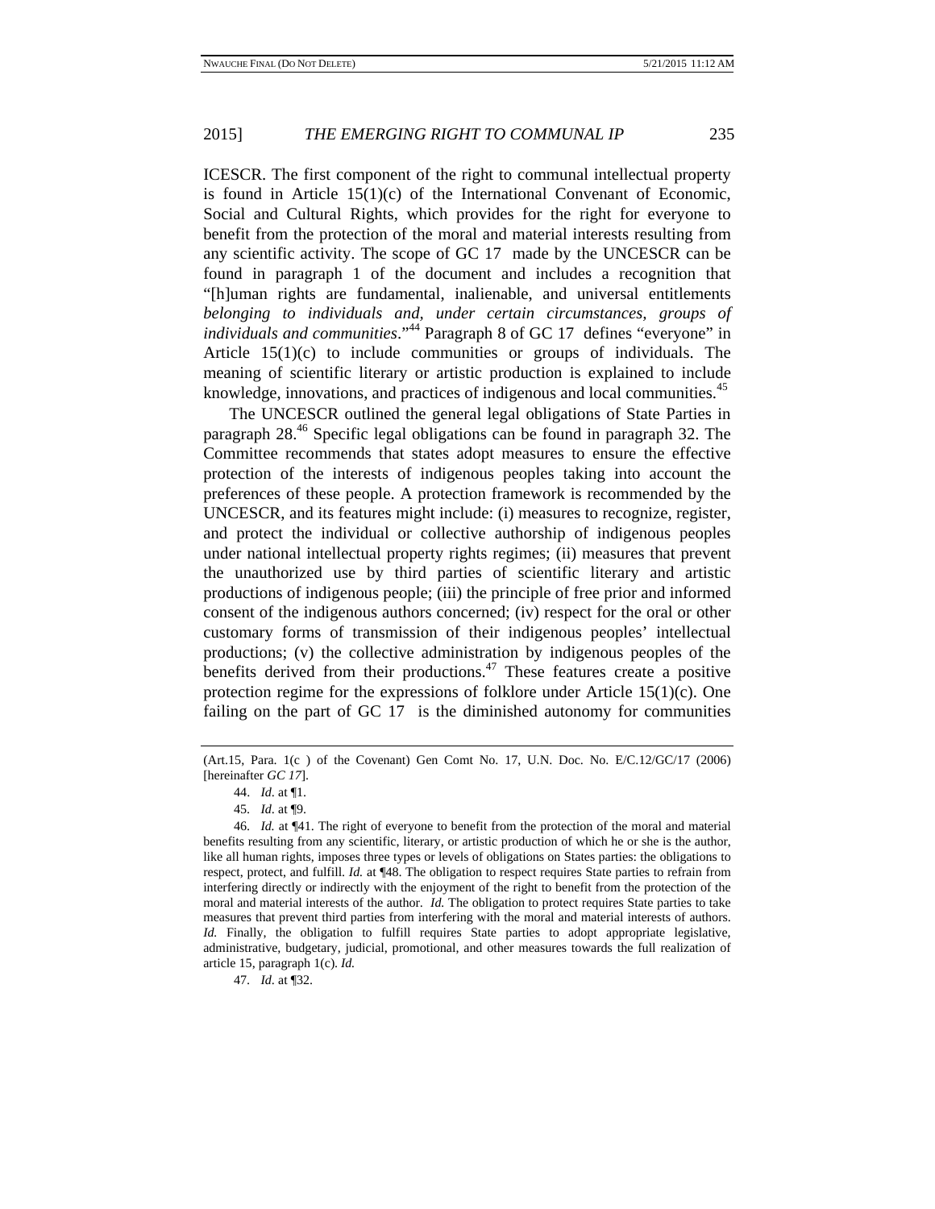ICESCR. The first component of the right to communal intellectual property is found in Article 15(1)(c) of the International Convenant of Economic, Social and Cultural Rights, which provides for the right for everyone to benefit from the protection of the moral and material interests resulting from any scientific activity. The scope of GC 17 made by the UNCESCR can be found in paragraph 1 of the document and includes a recognition that "[h]uman rights are fundamental, inalienable, and universal entitlements *belonging to individuals and, under certain circumstances, groups of individuals and communities*."[44] Paragraph 8 of GC 17 defines "everyone" in Article 15(1)(c) to include communities or groups of individuals. The meaning of scientific literary or artistic production is explained to include knowledge, innovations, and practices of indigenous and local communities.[45]

The UNCESCR outlined the general legal obligations of State Parties in paragraph 28.[46] Specific legal obligations can be found in paragraph 32. The Committee recommends that states adopt measures to ensure the effective protection of the interests of indigenous peoples taking into account the preferences of these people. A protection framework is recommended by the UNCESCR, and its features might include: (i) measures to recognize, register, and protect the individual or collective authorship of indigenous peoples under national intellectual property rights regimes; (ii) measures that prevent the unauthorized use by third parties of scientific literary and artistic productions of indigenous people; (iii) the principle of free prior and informed consent of the indigenous authors concerned; (iv) respect for the oral or other customary forms of transmission of their indigenous peoples' intellectual productions; (v) the collective administration by indigenous peoples of the benefits derived from their productions.[47] These features create a positive protection regime for the expressions of folklore under Article 15(1)(c). One failing on the part of GC 17 is the diminished autonomy for communities

---

(Art.15, Para. 1(c ) of the Covenant) Gen Comt No. 17, U.N. Doc. No. E/C.12/GC/17 (2006) [hereinafter *GC 17*].

44. *Id*. at ¶1.

45. *Id*. at ¶9.

46. *Id.* at ¶41. The right of everyone to benefit from the protection of the moral and material benefits resulting from any scientific, literary, or artistic production of which he or she is the author, like all human rights, imposes three types or levels of obligations on States parties: the obligations to respect, protect, and fulfill. *Id.* at ¶48. The obligation to respect requires State parties to refrain from interfering directly or indirectly with the enjoyment of the right to benefit from the protection of the moral and material interests of the author. *Id.* The obligation to protect requires State parties to take measures that prevent third parties from interfering with the moral and material interests of authors. *Id.* Finally, the obligation to fulfill requires State parties to adopt appropriate legislative, administrative, budgetary, judicial, promotional, and other measures towards the full realization of article 15, paragraph 1(c). *Id.*

47. *Id*. at ¶32.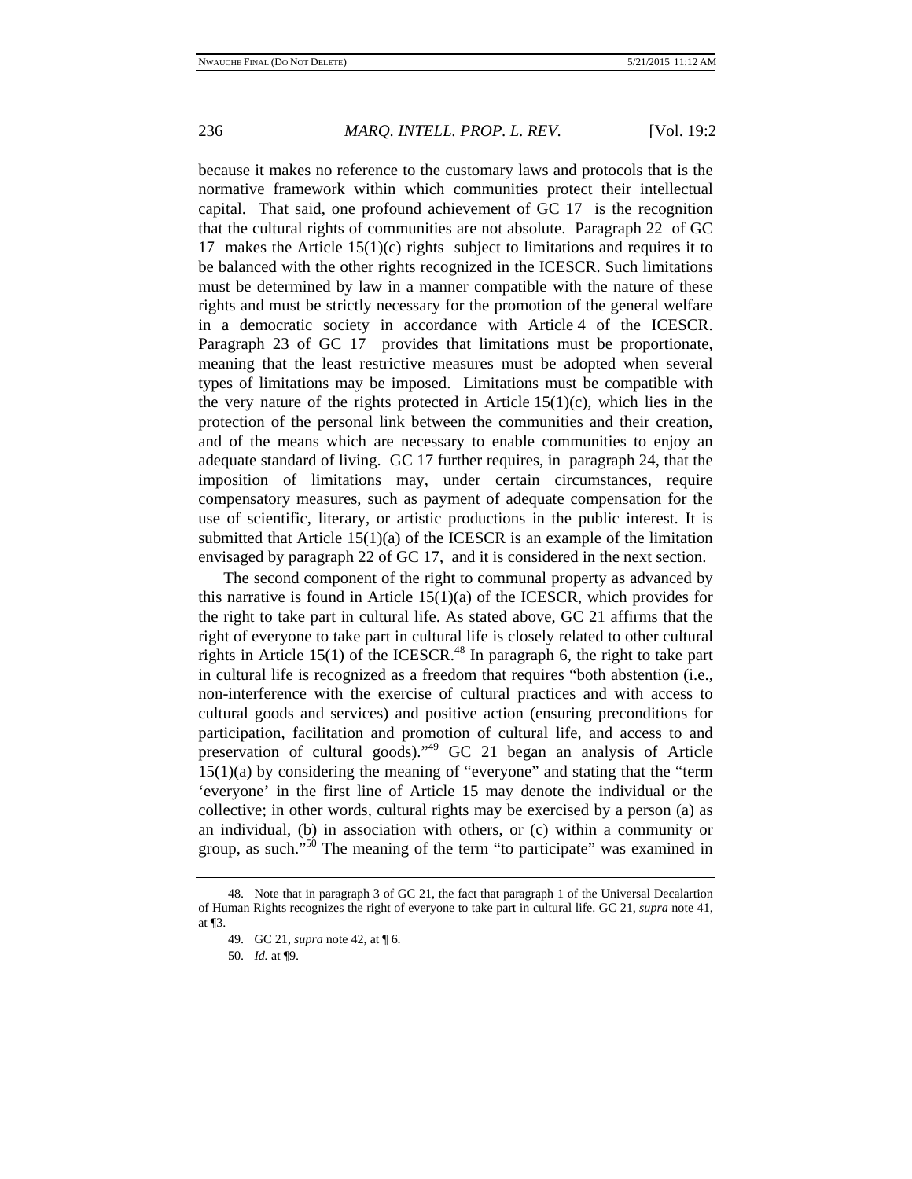because it makes no reference to the customary laws and protocols that is the normative framework within which communities protect their intellectual capital. That said, one profound achievement of GC 17 is the recognition that the cultural rights of communities are not absolute. Paragraph 22 of GC 17 makes the Article 15(1)(c) rights subject to limitations and requires it to be balanced with the other rights recognized in the ICESCR. Such limitations must be determined by law in a manner compatible with the nature of these rights and must be strictly necessary for the promotion of the general welfare in a democratic society in accordance with Article 4 of the ICESCR. Paragraph 23 of GC 17 provides that limitations must be proportionate, meaning that the least restrictive measures must be adopted when several types of limitations may be imposed. Limitations must be compatible with the very nature of the rights protected in Article 15(1)(c), which lies in the protection of the personal link between the communities and their creation, and of the means which are necessary to enable communities to enjoy an adequate standard of living. GC 17 further requires, in paragraph 24, that the imposition of limitations may, under certain circumstances, require compensatory measures, such as payment of adequate compensation for the use of scientific, literary, or artistic productions in the public interest. It is submitted that Article 15(1)(a) of the ICESCR is an example of the limitation envisaged by paragraph 22 of GC 17, and it is considered in the next section.

The second component of the right to communal property as advanced by this narrative is found in Article 15(1)(a) of the ICESCR, which provides for the right to take part in cultural life. As stated above, GC 21 affirms that the right of everyone to take part in cultural life is closely related to other cultural rights in Article 15(1) of the ICESCR.[48] In paragraph 6, the right to take part in cultural life is recognized as a freedom that requires "both abstention (i.e., non-interference with the exercise of cultural practices and with access to cultural goods and services) and positive action (ensuring preconditions for participation, facilitation and promotion of cultural life, and access to and preservation of cultural goods)."[49] GC 21 began an analysis of Article 15(1)(a) by considering the meaning of "everyone" and stating that the "term 'everyone' in the first line of Article 15 may denote the individual or the collective; in other words, cultural rights may be exercised by a person (a) as an individual, (b) in association with others, or (c) within a community or group, as such."[50] The meaning of the term "to participate" was examined in

---

48. Note that in paragraph 3 of GC 21, the fact that paragraph 1 of the Universal Decalartion of Human Rights recognizes the right of everyone to take part in cultural life. GC 21, *supra* note 41, at ¶3.

49. GC 21, *supra* note 42, at ¶ 6.

50. *Id.* at ¶9.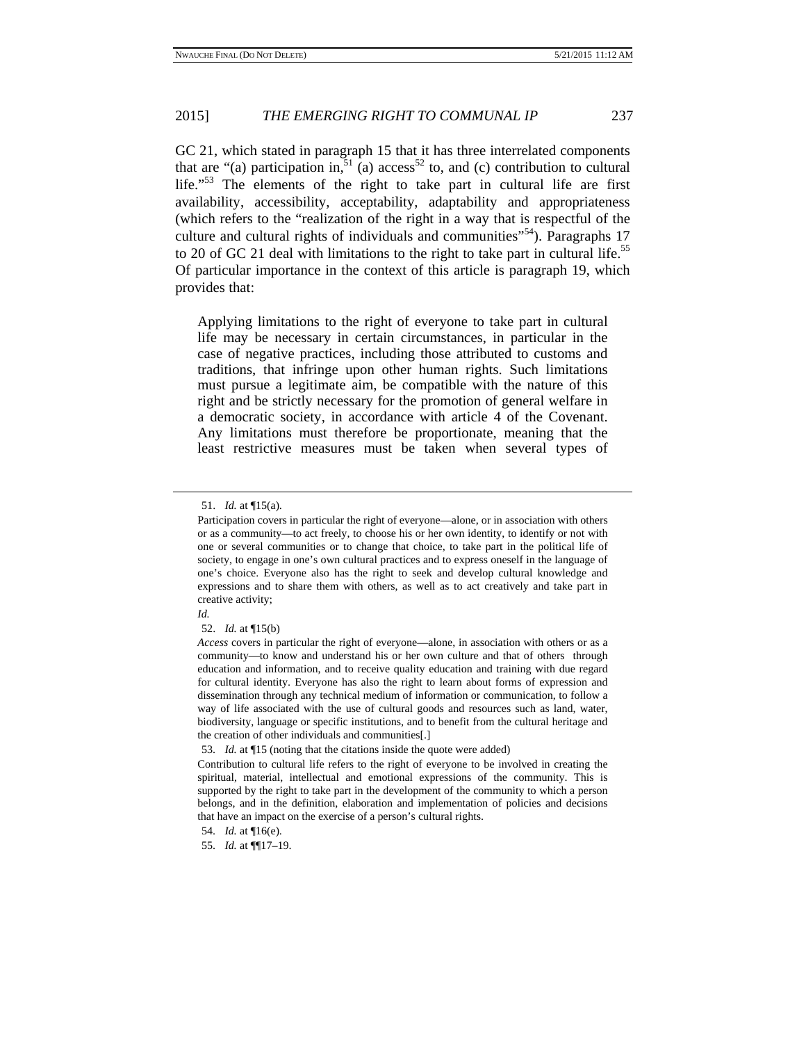GC 21, which stated in paragraph 15 that it has three interrelated components that are "(a) participation in,[51] (a) access[52] to, and (c) contribution to cultural life."[53] The elements of the right to take part in cultural life are first availability, accessibility, acceptability, adaptability and appropriateness (which refers to the "realization of the right in a way that is respectful of the culture and cultural rights of individuals and communities"[54]). Paragraphs 17 to 20 of GC 21 deal with limitations to the right to take part in cultural life.[55] Of particular importance in the context of this article is paragraph 19, which provides that:

> Applying limitations to the right of everyone to take part in cultural life may be necessary in certain circumstances, in particular in the case of negative practices, including those attributed to customs and traditions, that infringe upon other human rights. Such limitations must pursue a legitimate aim, be compatible with the nature of this right and be strictly necessary for the promotion of general welfare in a democratic society, in accordance with article 4 of the Covenant. Any limitations must therefore be proportionate, meaning that the least restrictive measures must be taken when several types of

---

51. *Id.* at ¶15(a).

Participation covers in particular the right of everyone—alone, or in association with others or as a community—to act freely, to choose his or her own identity, to identify or not with one or several communities or to change that choice, to take part in the political life of society, to engage in one's own cultural practices and to express oneself in the language of one's choice. Everyone also has the right to seek and develop cultural knowledge and expressions and to share them with others, as well as to act creatively and take part in creative activity;

*Id.*

52. *Id.* at ¶15(b)

*Access* covers in particular the right of everyone—alone, in association with others or as a community—to know and understand his or her own culture and that of others through education and information, and to receive quality education and training with due regard for cultural identity. Everyone has also the right to learn about forms of expression and dissemination through any technical medium of information or communication, to follow a way of life associated with the use of cultural goods and resources such as land, water, biodiversity, language or specific institutions, and to benefit from the cultural heritage and the creation of other individuals and communities[.]

53. *Id.* at ¶15 (noting that the citations inside the quote were added)

Contribution to cultural life refers to the right of everyone to be involved in creating the spiritual, material, intellectual and emotional expressions of the community. This is supported by the right to take part in the development of the community to which a person belongs, and in the definition, elaboration and implementation of policies and decisions that have an impact on the exercise of a person's cultural rights.

54. *Id.* at ¶16(e).

55. *Id.* at ¶¶17–19.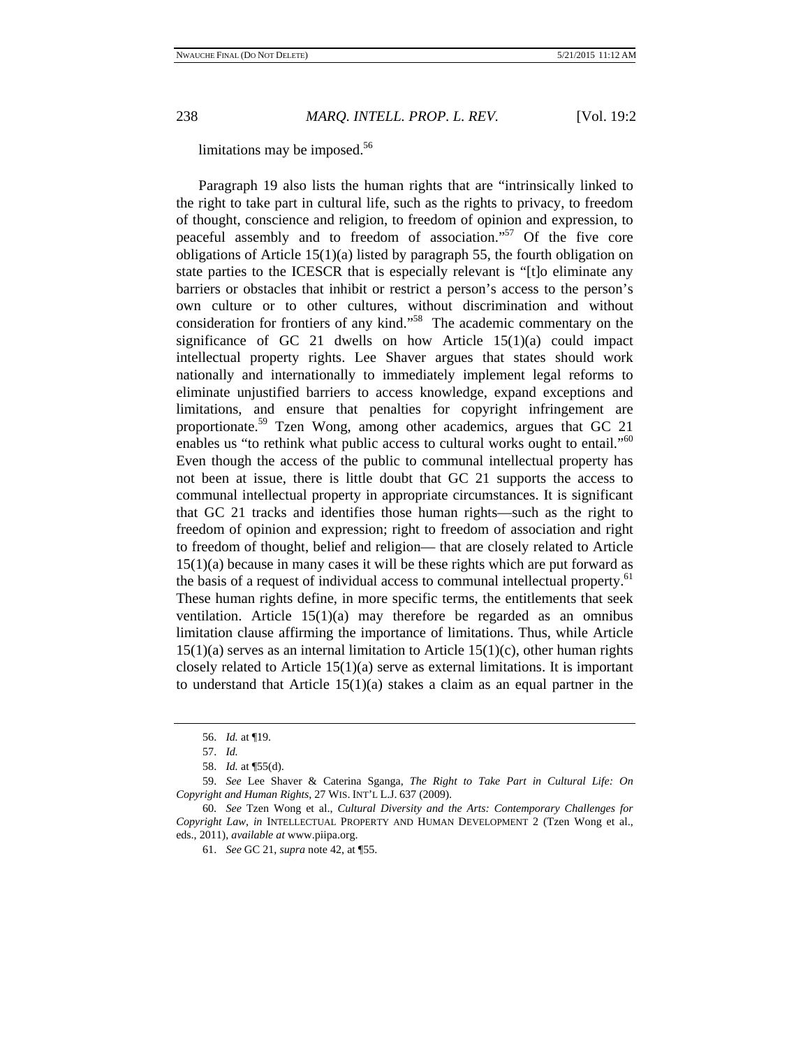limitations may be imposed.[56]

Paragraph 19 also lists the human rights that are "intrinsically linked to the right to take part in cultural life, such as the rights to privacy, to freedom of thought, conscience and religion, to freedom of opinion and expression, to peaceful assembly and to freedom of association."[57] Of the five core obligations of Article 15(1)(a) listed by paragraph 55, the fourth obligation on state parties to the ICESCR that is especially relevant is "[t]o eliminate any barriers or obstacles that inhibit or restrict a person's access to the person's own culture or to other cultures, without discrimination and without consideration for frontiers of any kind."[58] The academic commentary on the significance of GC 21 dwells on how Article 15(1)(a) could impact intellectual property rights. Lee Shaver argues that states should work nationally and internationally to immediately implement legal reforms to eliminate unjustified barriers to access knowledge, expand exceptions and limitations, and ensure that penalties for copyright infringement are proportionate.[59] Tzen Wong, among other academics, argues that GC 21 enables us "to rethink what public access to cultural works ought to entail."[60] Even though the access of the public to communal intellectual property has not been at issue, there is little doubt that GC 21 supports the access to communal intellectual property in appropriate circumstances. It is significant that GC 21 tracks and identifies those human rights—such as the right to freedom of opinion and expression; right to freedom of association and right to freedom of thought, belief and religion— that are closely related to Article 15(1)(a) because in many cases it will be these rights which are put forward as the basis of a request of individual access to communal intellectual property.[61] These human rights define, in more specific terms, the entitlements that seek ventilation. Article 15(1)(a) may therefore be regarded as an omnibus limitation clause affirming the importance of limitations. Thus, while Article 15(1)(a) serves as an internal limitation to Article 15(1)(c), other human rights closely related to Article 15(1)(a) serve as external limitations. It is important to understand that Article 15(1)(a) stakes a claim as an equal partner in the

---

56. *Id.* at ¶19.

57. *Id.*

58. *Id.* at ¶55(d).

59. *See* Lee Shaver & Caterina Sganga, *The Right to Take Part in Cultural Life: On Copyright and Human Rights*, 27 WIS. INT'L L.J. 637 (2009).

60. *See* Tzen Wong et al., *Cultural Diversity and the Arts: Contemporary Challenges for Copyright Law*, *in* INTELLECTUAL PROPERTY AND HUMAN DEVELOPMENT 2 (Tzen Wong et al., eds., 2011), *available at* www.piipa.org.

61. *See* GC 21, *supra* note 42, at ¶55.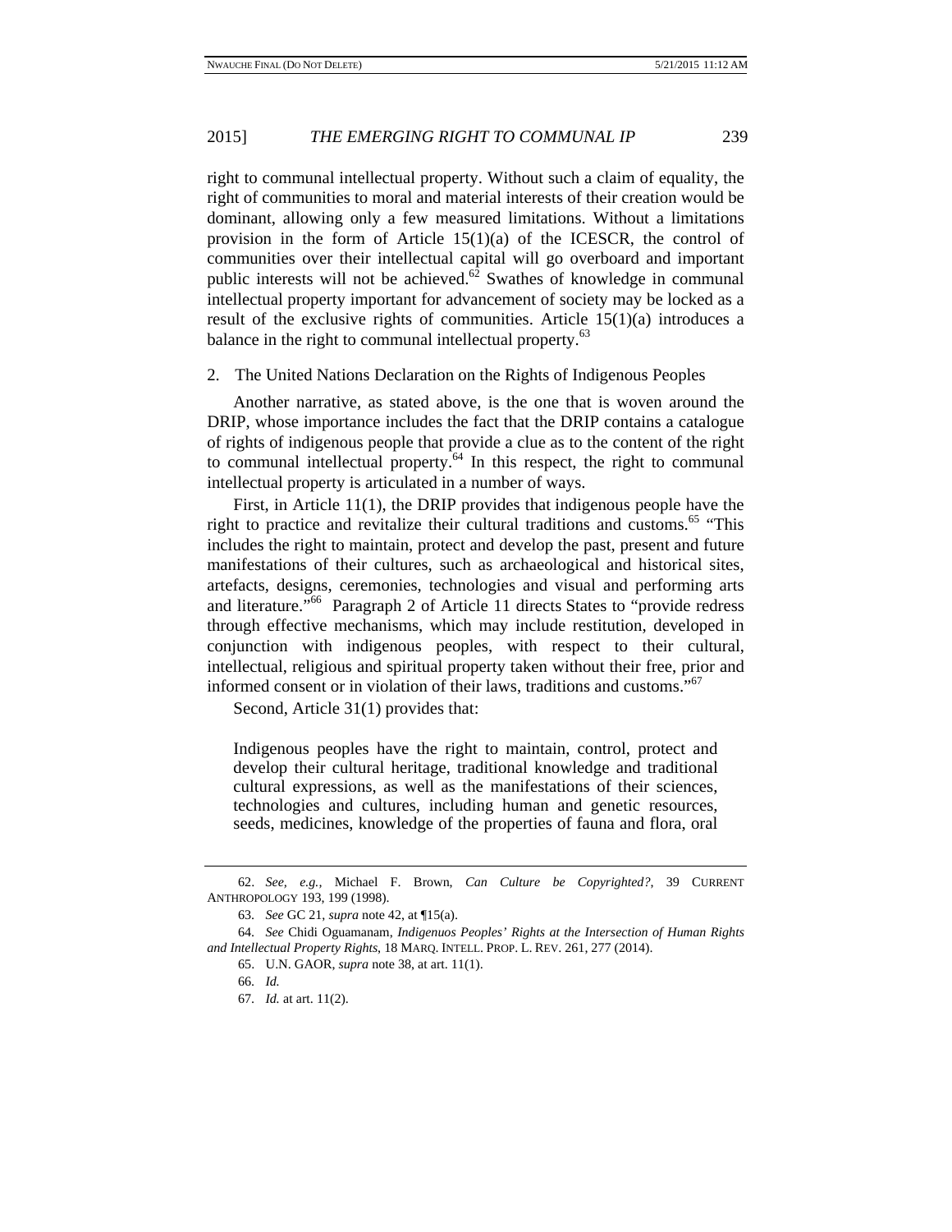right to communal intellectual property. Without such a claim of equality, the right of communities to moral and material interests of their creation would be dominant, allowing only a few measured limitations. Without a limitations provision in the form of Article 15(1)(a) of the ICESCR, the control of communities over their intellectual capital will go overboard and important public interests will not be achieved.[62] Swathes of knowledge in communal intellectual property important for advancement of society may be locked as a result of the exclusive rights of communities. Article 15(1)(a) introduces a balance in the right to communal intellectual property.[63]

2. The United Nations Declaration on the Rights of Indigenous Peoples

Another narrative, as stated above, is the one that is woven around the DRIP, whose importance includes the fact that the DRIP contains a catalogue of rights of indigenous people that provide a clue as to the content of the right to communal intellectual property.[64] In this respect, the right to communal intellectual property is articulated in a number of ways.

First, in Article 11(1), the DRIP provides that indigenous people have the right to practice and revitalize their cultural traditions and customs.[65] "This includes the right to maintain, protect and develop the past, present and future manifestations of their cultures, such as archaeological and historical sites, artefacts, designs, ceremonies, technologies and visual and performing arts and literature."[66] Paragraph 2 of Article 11 directs States to "provide redress through effective mechanisms, which may include restitution, developed in conjunction with indigenous peoples, with respect to their cultural, intellectual, religious and spiritual property taken without their free, prior and informed consent or in violation of their laws, traditions and customs."[67]

Second, Article 31(1) provides that:

> Indigenous peoples have the right to maintain, control, protect and develop their cultural heritage, traditional knowledge and traditional cultural expressions, as well as the manifestations of their sciences, technologies and cultures, including human and genetic resources, seeds, medicines, knowledge of the properties of fauna and flora, oral

---

62. *See, e.g.*, Michael F. Brown, *Can Culture be Copyrighted?*, 39 CURRENT ANTHROPOLOGY 193, 199 (1998).

63. *See* GC 21, *supra* note 42, at ¶15(a).

64. *See* Chidi Oguamanam, *Indigenuos Peoples' Rights at the Intersection of Human Rights and Intellectual Property Rights*, 18 MARQ. INTELL. PROP. L. REV. 261, 277 (2014).

65. U.N. GAOR, *supra* note 38, at art. 11(1).

66. *Id.*

67. *Id.* at art. 11(2).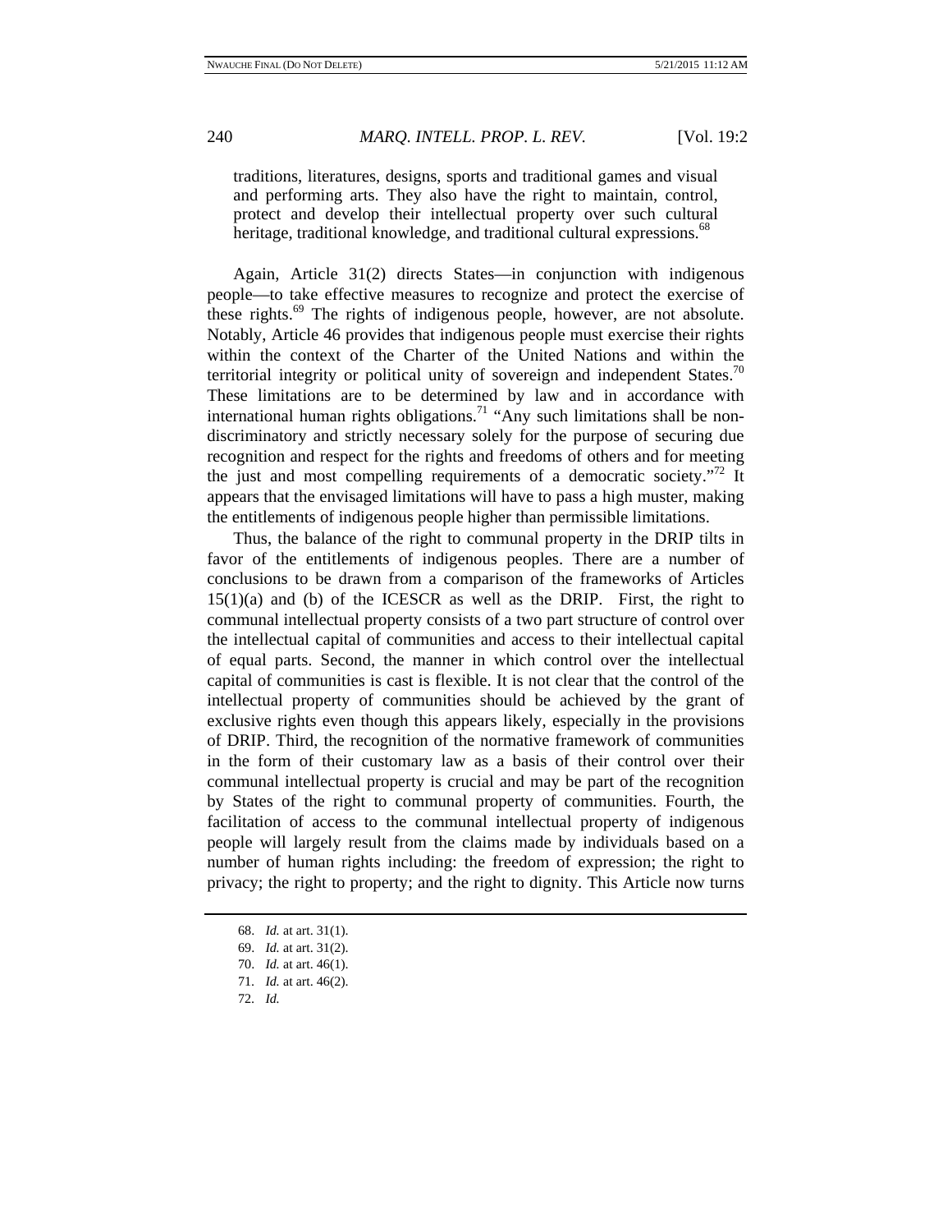> traditions, literatures, designs, sports and traditional games and visual and performing arts. They also have the right to maintain, control, protect and develop their intellectual property over such cultural heritage, traditional knowledge, and traditional cultural expressions.[68]

Again, Article 31(2) directs States—in conjunction with indigenous people—to take effective measures to recognize and protect the exercise of these rights.[69] The rights of indigenous people, however, are not absolute. Notably, Article 46 provides that indigenous people must exercise their rights within the context of the Charter of the United Nations and within the territorial integrity or political unity of sovereign and independent States.[70] These limitations are to be determined by law and in accordance with international human rights obligations.[71] "Any such limitations shall be non-discriminatory and strictly necessary solely for the purpose of securing due recognition and respect for the rights and freedoms of others and for meeting the just and most compelling requirements of a democratic society."[72] It appears that the envisaged limitations will have to pass a high muster, making the entitlements of indigenous people higher than permissible limitations.

Thus, the balance of the right to communal property in the DRIP tilts in favor of the entitlements of indigenous peoples. There are a number of conclusions to be drawn from a comparison of the frameworks of Articles 15(1)(a) and (b) of the ICESCR as well as the DRIP. First, the right to communal intellectual property consists of a two part structure of control over the intellectual capital of communities and access to their intellectual capital of equal parts. Second, the manner in which control over the intellectual capital of communities is cast is flexible. It is not clear that the control of the intellectual property of communities should be achieved by the grant of exclusive rights even though this appears likely, especially in the provisions of DRIP. Third, the recognition of the normative framework of communities in the form of their customary law as a basis of their control over their communal intellectual property is crucial and may be part of the recognition by States of the right to communal property of communities. Fourth, the facilitation of access to the communal intellectual property of indigenous people will largely result from the claims made by individuals based on a number of human rights including: the freedom of expression; the right to privacy; the right to property; and the right to dignity. This Article now turns

---

68. *Id.* at art. 31(1).

69. *Id.* at art. 31(2).

70. *Id.* at art. 46(1).

71. *Id.* at art. 46(2).

72. *Id.*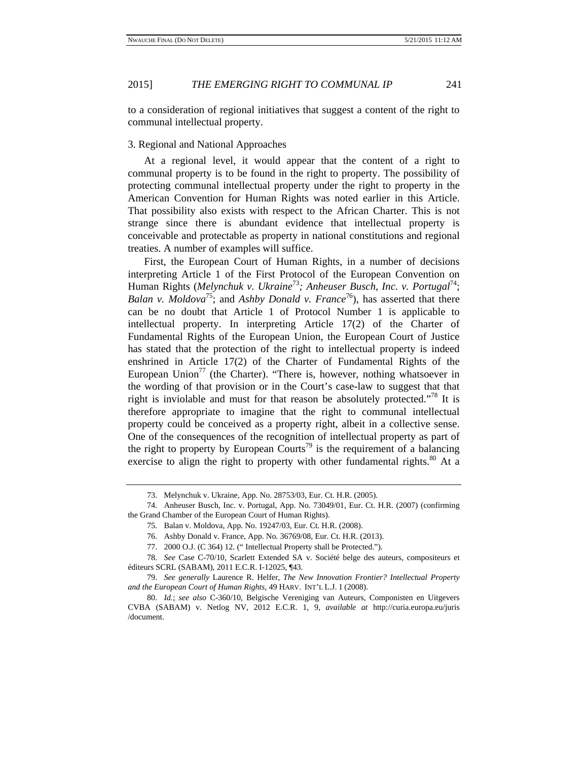to a consideration of regional initiatives that suggest a content of the right to communal intellectual property.

3. Regional and National Approaches

At a regional level, it would appear that the content of a right to communal property is to be found in the right to property. The possibility of protecting communal intellectual property under the right to property in the American Convention for Human Rights was noted earlier in this Article. That possibility also exists with respect to the African Charter. This is not strange since there is abundant evidence that intellectual property is conceivable and protectable as property in national constitutions and regional treaties. A number of examples will suffice.

First, the European Court of Human Rights, in a number of decisions interpreting Article 1 of the First Protocol of the European Convention on Human Rights (*Melynchuk v. Ukraine*[73]*; Anheuser Busch, Inc. v. Portugal*[74]; *Balan v. Moldova*[75]; and *Ashby Donald v. France*[76]), has asserted that there can be no doubt that Article 1 of Protocol Number 1 is applicable to intellectual property. In interpreting Article 17(2) of the Charter of Fundamental Rights of the European Union, the European Court of Justice has stated that the protection of the right to intellectual property is indeed enshrined in Article 17(2) of the Charter of Fundamental Rights of the European Union[77] (the Charter). "There is, however, nothing whatsoever in the wording of that provision or in the Court's case-law to suggest that that right is inviolable and must for that reason be absolutely protected."[78] It is therefore appropriate to imagine that the right to communal intellectual property could be conceived as a property right, albeit in a collective sense. One of the consequences of the recognition of intellectual property as part of the right to property by European Courts[79] is the requirement of a balancing exercise to align the right to property with other fundamental rights.[80] At a

---

73. Melynchuk v. Ukraine, App. No. 28753/03, Eur. Ct. H.R. (2005).

74. Anheuser Busch, Inc. v. Portugal, App. No. 73049/01, Eur. Ct. H.R. (2007) (confirming the Grand Chamber of the European Court of Human Rights).

75. Balan v. Moldova, App. No. 19247/03, Eur. Ct. H.R. (2008).

76. Ashby Donald v. France, App. No. 36769/08, Eur. Ct. H.R. (2013).

77. 2000 O.J. (C 364) 12. (" Intellectual Property shall be Protected.").

78. *See* Case C-70/10, Scarlett Extended SA v. Société belge des auteurs, compositeurs et éditeurs SCRL (SABAM), 2011 E.C.R. I-12025, ¶43.

79. *See generally* Laurence R. Helfer, *The New Innovation Frontier? Intellectual Property and the European Court of Human Rights*, 49 HARV. INT'L L.J. 1 (2008).

80. *Id.*; *see also* C-360/10, Belgische Vereniging van Auteurs, Componisten en Uitgevers CVBA (SABAM) v. Netlog NV, 2012 E.C.R. 1, 9, *available at* http://curia.europa.eu/juris/document.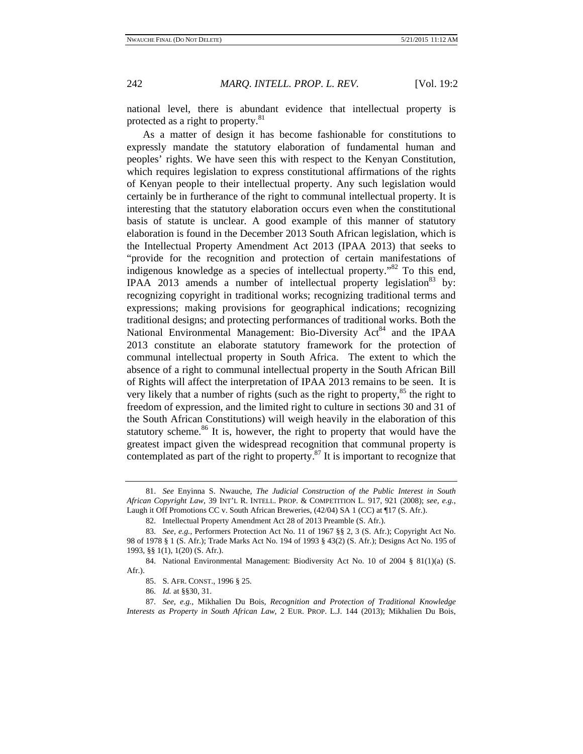national level, there is abundant evidence that intellectual property is protected as a right to property.[81]

As a matter of design it has become fashionable for constitutions to expressly mandate the statutory elaboration of fundamental human and peoples' rights. We have seen this with respect to the Kenyan Constitution, which requires legislation to express constitutional affirmations of the rights of Kenyan people to their intellectual property. Any such legislation would certainly be in furtherance of the right to communal intellectual property. It is interesting that the statutory elaboration occurs even when the constitutional basis of statute is unclear. A good example of this manner of statutory elaboration is found in the December 2013 South African legislation, which is the Intellectual Property Amendment Act 2013 (IPAA 2013) that seeks to "provide for the recognition and protection of certain manifestations of indigenous knowledge as a species of intellectual property."[82] To this end, IPAA 2013 amends a number of intellectual property legislation[83] by: recognizing copyright in traditional works; recognizing traditional terms and expressions; making provisions for geographical indications; recognizing traditional designs; and protecting performances of traditional works. Both the National Environmental Management: Bio-Diversity Act[84] and the IPAA 2013 constitute an elaborate statutory framework for the protection of communal intellectual property in South Africa. The extent to which the absence of a right to communal intellectual property in the South African Bill of Rights will affect the interpretation of IPAA 2013 remains to be seen. It is very likely that a number of rights (such as the right to property,[85] the right to freedom of expression, and the limited right to culture in sections 30 and 31 of the South African Constitutions) will weigh heavily in the elaboration of this statutory scheme.[86] It is, however, the right to property that would have the greatest impact given the widespread recognition that communal property is contemplated as part of the right to property.[87] It is important to recognize that

---

81. *See* Enyinna S. Nwauche, *The Judicial Construction of the Public Interest in South African Copyright Law*, 39 INT'L R. INTELL. PROP. & COMPETITION L. 917, 921 (2008); *see, e.g.*, Laugh it Off Promotions CC v. South African Breweries, (42/04) SA 1 (CC) at ¶17 (S. Afr.).

82. Intellectual Property Amendment Act 28 of 2013 Preamble (S. Afr.).

83. *See, e.g.*, Performers Protection Act No. 11 of 1967 §§ 2, 3 (S. Afr.); Copyright Act No. 98 of 1978 § 1 (S. Afr.); Trade Marks Act No. 194 of 1993 § 43(2) (S. Afr.); Designs Act No. 195 of 1993, §§ 1(1), 1(20) (S. Afr.).

84. National Environmental Management: Biodiversity Act No. 10 of 2004 § 81(1)(a) (S. Afr.).

85. S. AFR. CONST., 1996 § 25.

86. *Id.* at §§30, 31.

87. *See, e.g.*, Mikhalien Du Bois, *Recognition and Protection of Traditional Knowledge Interests as Property in South African Law*, 2 EUR. PROP. L.J. 144 (2013); Mikhalien Du Bois,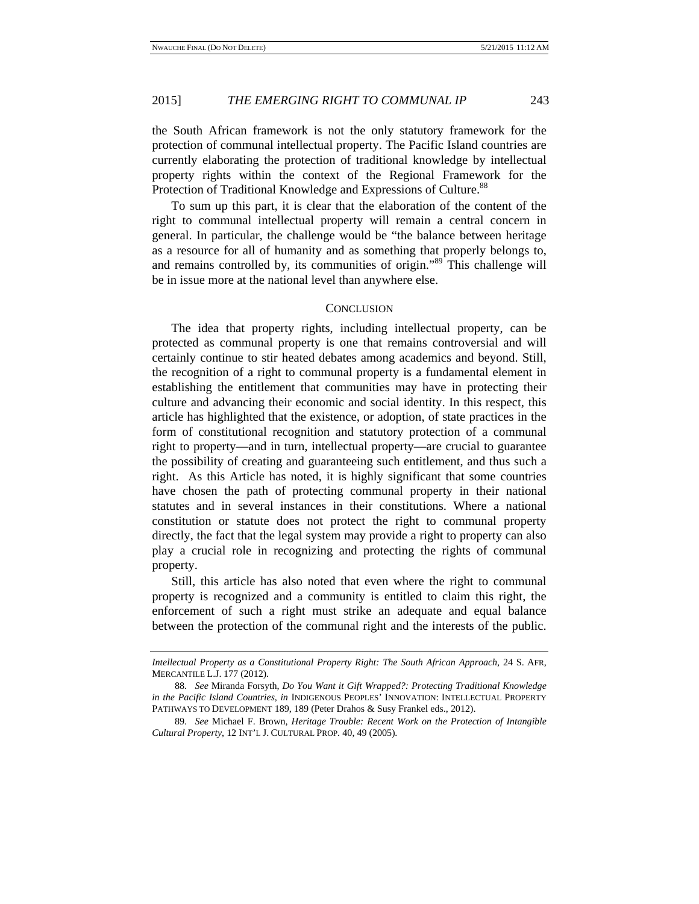the South African framework is not the only statutory framework for the protection of communal intellectual property. The Pacific Island countries are currently elaborating the protection of traditional knowledge by intellectual property rights within the context of the Regional Framework for the Protection of Traditional Knowledge and Expressions of Culture.[88]

To sum up this part, it is clear that the elaboration of the content of the right to communal intellectual property will remain a central concern in general. In particular, the challenge would be "the balance between heritage as a resource for all of humanity and as something that properly belongs to, and remains controlled by, its communities of origin."[89] This challenge will be in issue more at the national level than anywhere else.

## CONCLUSION

The idea that property rights, including intellectual property, can be protected as communal property is one that remains controversial and will certainly continue to stir heated debates among academics and beyond. Still, the recognition of a right to communal property is a fundamental element in establishing the entitlement that communities may have in protecting their culture and advancing their economic and social identity. In this respect, this article has highlighted that the existence, or adoption, of state practices in the form of constitutional recognition and statutory protection of a communal right to property—and in turn, intellectual property—are crucial to guarantee the possibility of creating and guaranteeing such entitlement, and thus such a right. As this Article has noted, it is highly significant that some countries have chosen the path of protecting communal property in their national statutes and in several instances in their constitutions. Where a national constitution or statute does not protect the right to communal property directly, the fact that the legal system may provide a right to property can also play a crucial role in recognizing and protecting the rights of communal property.

Still, this article has also noted that even where the right to communal property is recognized and a community is entitled to claim this right, the enforcement of such a right must strike an adequate and equal balance between the protection of the communal right and the interests of the public.

---

*Intellectual Property as a Constitutional Property Right: The South African Approach*, 24 S. AFR. MERCANTILE L.J. 177 (2012).

88. *See* Miranda Forsyth, *Do You Want it Gift Wrapped?: Protecting Traditional Knowledge in the Pacific Island Countries*, *in* INDIGENOUS PEOPLES' INNOVATION: INTELLECTUAL PROPERTY PATHWAYS TO DEVELOPMENT 189, 189 (Peter Drahos & Susy Frankel eds., 2012).

89. *See* Michael F. Brown, *Heritage Trouble: Recent Work on the Protection of Intangible Cultural Property*, 12 INT'L J. CULTURAL PROP. 40, 49 (2005).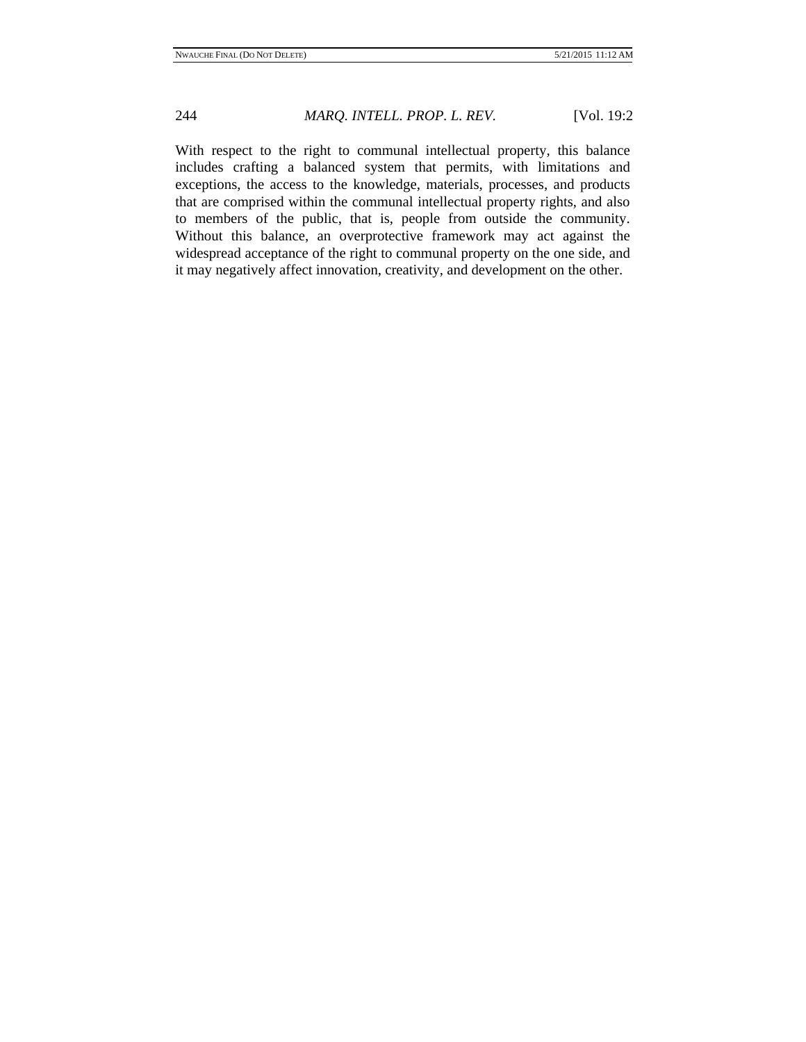With respect to the right to communal intellectual property, this balance includes crafting a balanced system that permits, with limitations and exceptions, the access to the knowledge, materials, processes, and products that are comprised within the communal intellectual property rights, and also to members of the public, that is, people from outside the community. Without this balance, an overprotective framework may act against the widespread acceptance of the right to communal property on the one side, and it may negatively affect innovation, creativity, and development on the other.